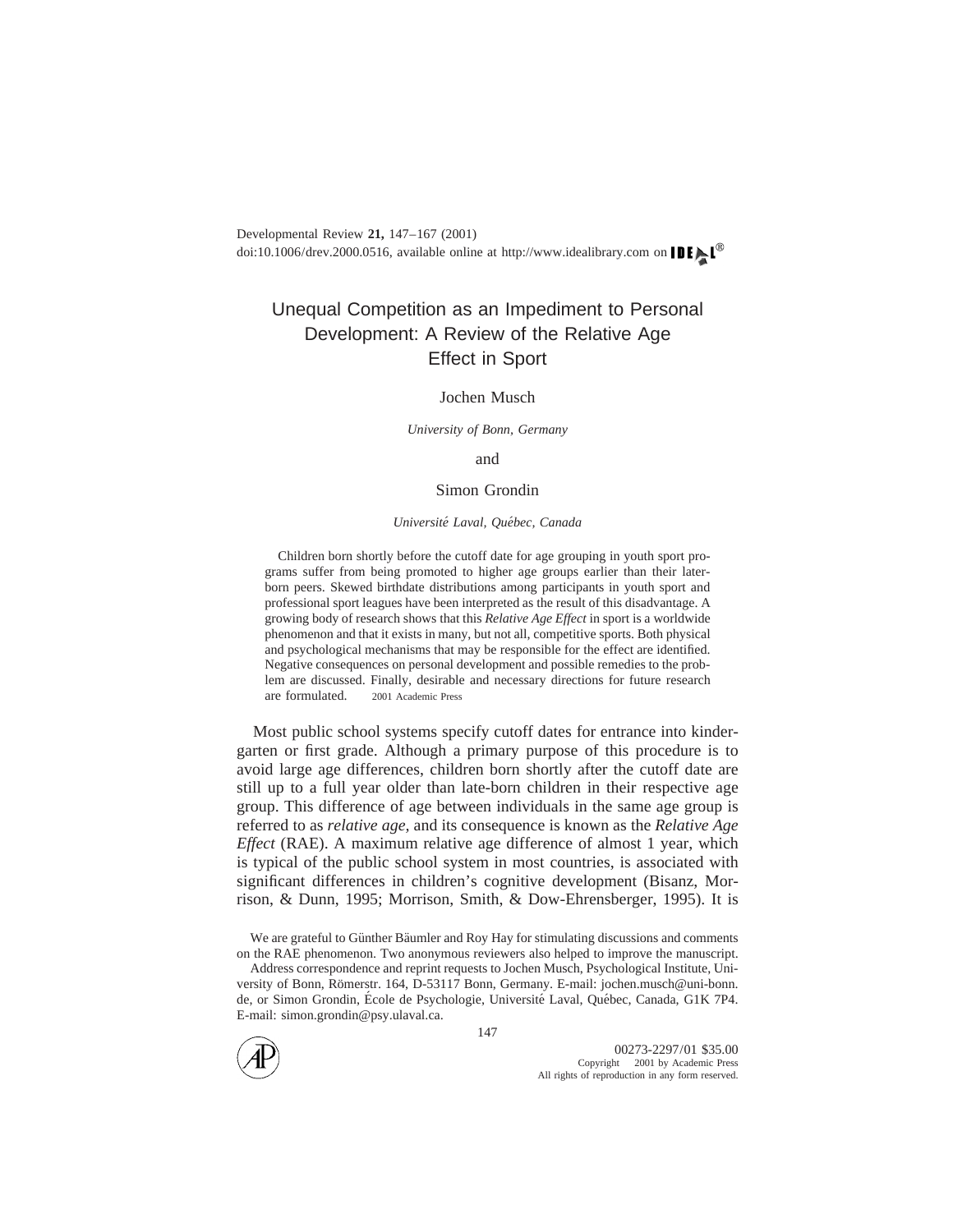Developmental Review **21,** 147–167 (2001)
doi:10.1006/drev.2000.0516, available online at http://www.idealibrary.com on IDEAL®

# Unequal Competition as an Impediment to Personal Development: A Review of the Relative Age Effect in Sport

Jochen Musch

*University of Bonn, Germany*

and

Simon Grondin

*Université Laval, Québec, Canada*

Children born shortly before the cutoff date for age grouping in youth sport programs suffer from being promoted to higher age groups earlier than their later-born peers. Skewed birthdate distributions among participants in youth sport and professional sport leagues have been interpreted as the result of this disadvantage. A growing body of research shows that this *Relative Age Effect* in sport is a worldwide phenomenon and that it exists in many, but not all, competitive sports. Both physical and psychological mechanisms that may be responsible for the effect are identified. Negative consequences on personal development and possible remedies to the problem are discussed. Finally, desirable and necessary directions for future research are formulated. © 2001 Academic Press

Most public school systems specify cutoff dates for entrance into kindergarten or first grade. Although a primary purpose of this procedure is to avoid large age differences, children born shortly after the cutoff date are still up to a full year older than late-born children in their respective age group. This difference of age between individuals in the same age group is referred to as *relative age,* and its consequence is known as the *Relative Age Effect* (RAE). A maximum relative age difference of almost 1 year, which is typical of the public school system in most countries, is associated with significant differences in children's cognitive development (Bisanz, Morrison, & Dunn, 1995; Morrison, Smith, & Dow-Ehrensberger, 1995). It is

We are grateful to Günther Bäumler and Roy Hay for stimulating discussions and comments on the RAE phenomenon. Two anonymous reviewers also helped to improve the manuscript.

Address correspondence and reprint requests to Jochen Musch, Psychological Institute, University of Bonn, Römerstr. 164, D-53117 Bonn, Germany. E-mail: jochen.musch@uni-bonn.de, or Simon Grondin, École de Psychologie, Université Laval, Québec, Canada, G1K 7P4. E-mail: simon.grondin@psy.ulaval.ca.

00273-2297/01 $35.00
Copyright © 2001 by Academic Press
All rights of reproduction in any form reserved.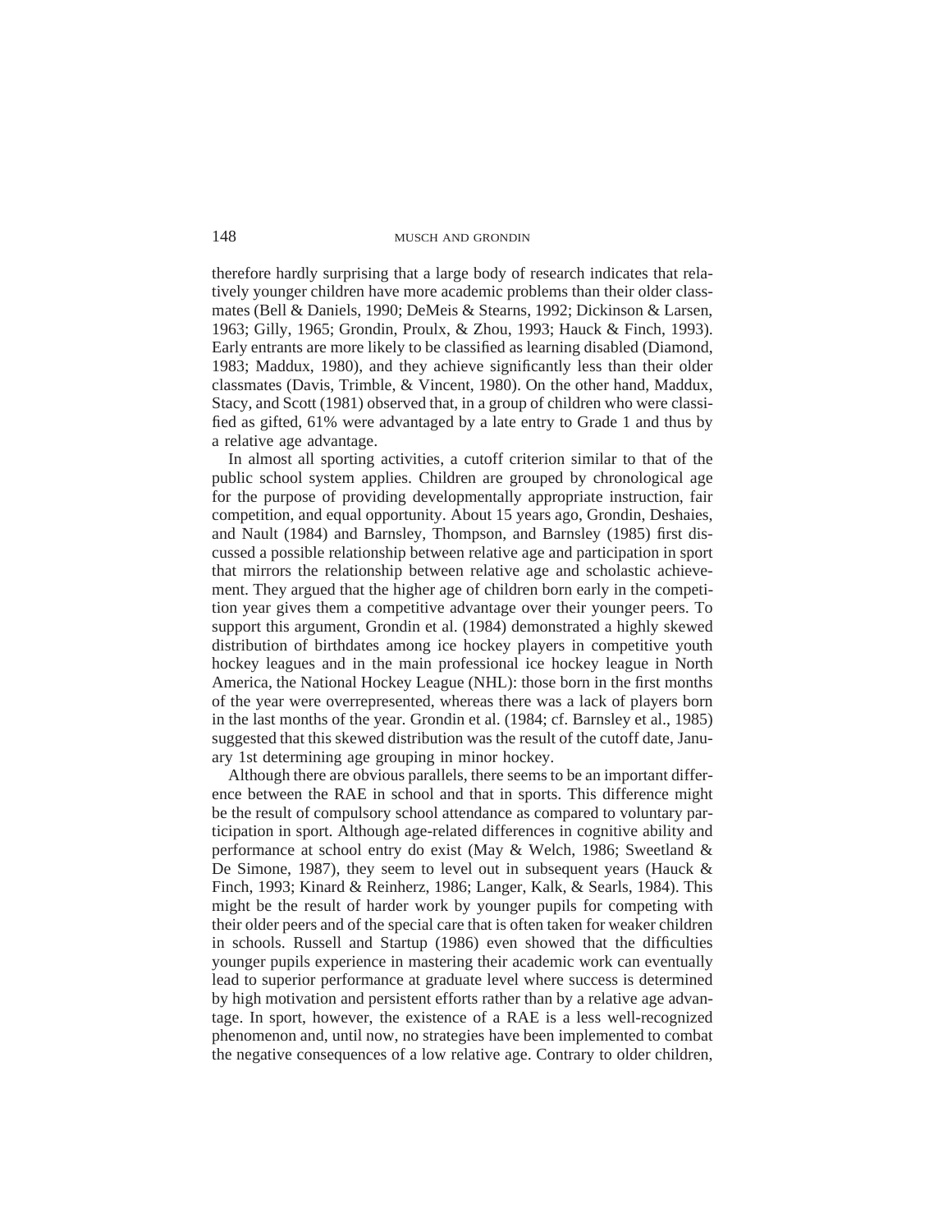therefore hardly surprising that a large body of research indicates that relatively younger children have more academic problems than their older classmates (Bell & Daniels, 1990; DeMeis & Stearns, 1992; Dickinson & Larsen, 1963; Gilly, 1965; Grondin, Proulx, & Zhou, 1993; Hauck & Finch, 1993). Early entrants are more likely to be classified as learning disabled (Diamond, 1983; Maddux, 1980), and they achieve significantly less than their older classmates (Davis, Trimble, & Vincent, 1980). On the other hand, Maddux, Stacy, and Scott (1981) observed that, in a group of children who were classified as gifted, 61% were advantaged by a late entry to Grade 1 and thus by a relative age advantage.

In almost all sporting activities, a cutoff criterion similar to that of the public school system applies. Children are grouped by chronological age for the purpose of providing developmentally appropriate instruction, fair competition, and equal opportunity. About 15 years ago, Grondin, Deshaies, and Nault (1984) and Barnsley, Thompson, and Barnsley (1985) first discussed a possible relationship between relative age and participation in sport that mirrors the relationship between relative age and scholastic achievement. They argued that the higher age of children born early in the competition year gives them a competitive advantage over their younger peers. To support this argument, Grondin et al. (1984) demonstrated a highly skewed distribution of birthdates among ice hockey players in competitive youth hockey leagues and in the main professional ice hockey league in North America, the National Hockey League (NHL): those born in the first months of the year were overrepresented, whereas there was a lack of players born in the last months of the year. Grondin et al. (1984; cf. Barnsley et al., 1985) suggested that this skewed distribution was the result of the cutoff date, January 1st determining age grouping in minor hockey.

Although there are obvious parallels, there seems to be an important difference between the RAE in school and that in sports. This difference might be the result of compulsory school attendance as compared to voluntary participation in sport. Although age-related differences in cognitive ability and performance at school entry do exist (May & Welch, 1986; Sweetland & De Simone, 1987), they seem to level out in subsequent years (Hauck & Finch, 1993; Kinard & Reinherz, 1986; Langer, Kalk, & Searls, 1984). This might be the result of harder work by younger pupils for competing with their older peers and of the special care that is often taken for weaker children in schools. Russell and Startup (1986) even showed that the difficulties younger pupils experience in mastering their academic work can eventually lead to superior performance at graduate level where success is determined by high motivation and persistent efforts rather than by a relative age advantage. In sport, however, the existence of a RAE is a less well-recognized phenomenon and, until now, no strategies have been implemented to combat the negative consequences of a low relative age. Contrary to older children,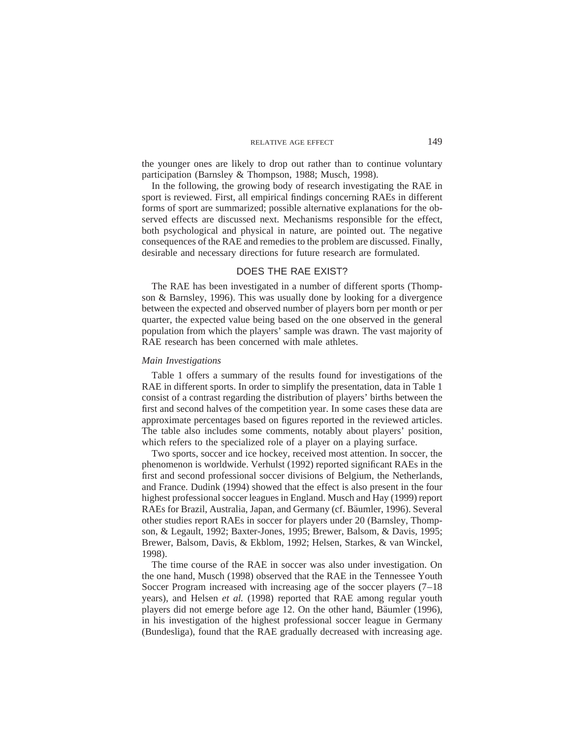the younger ones are likely to drop out rather than to continue voluntary participation (Barnsley & Thompson, 1988; Musch, 1998).

In the following, the growing body of research investigating the RAE in sport is reviewed. First, all empirical findings concerning RAEs in different forms of sport are summarized; possible alternative explanations for the observed effects are discussed next. Mechanisms responsible for the effect, both psychological and physical in nature, are pointed out. The negative consequences of the RAE and remedies to the problem are discussed. Finally, desirable and necessary directions for future research are formulated.

## DOES THE RAE EXIST?

The RAE has been investigated in a number of different sports (Thompson & Barnsley, 1996). This was usually done by looking for a divergence between the expected and observed number of players born per month or per quarter, the expected value being based on the one observed in the general population from which the players' sample was drawn. The vast majority of RAE research has been concerned with male athletes.

### *Main Investigations*

Table 1 offers a summary of the results found for investigations of the RAE in different sports. In order to simplify the presentation, data in Table 1 consist of a contrast regarding the distribution of players' births between the first and second halves of the competition year. In some cases these data are approximate percentages based on figures reported in the reviewed articles. The table also includes some comments, notably about players' position, which refers to the specialized role of a player on a playing surface.

Two sports, soccer and ice hockey, received most attention. In soccer, the phenomenon is worldwide. Verhulst (1992) reported significant RAEs in the first and second professional soccer divisions of Belgium, the Netherlands, and France. Dudink (1994) showed that the effect is also present in the four highest professional soccer leagues in England. Musch and Hay (1999) report RAEs for Brazil, Australia, Japan, and Germany (cf. Bäumler, 1996). Several other studies report RAEs in soccer for players under 20 (Barnsley, Thompson, & Legault, 1992; Baxter-Jones, 1995; Brewer, Balsom, & Davis, 1995; Brewer, Balsom, Davis, & Ekblom, 1992; Helsen, Starkes, & van Winckel, 1998).

The time course of the RAE in soccer was also under investigation. On the one hand, Musch (1998) observed that the RAE in the Tennessee Youth Soccer Program increased with increasing age of the soccer players (7–18 years), and Helsen *et al.* (1998) reported that RAE among regular youth players did not emerge before age 12. On the other hand, Bäumler (1996), in his investigation of the highest professional soccer league in Germany (Bundesliga), found that the RAE gradually decreased with increasing age.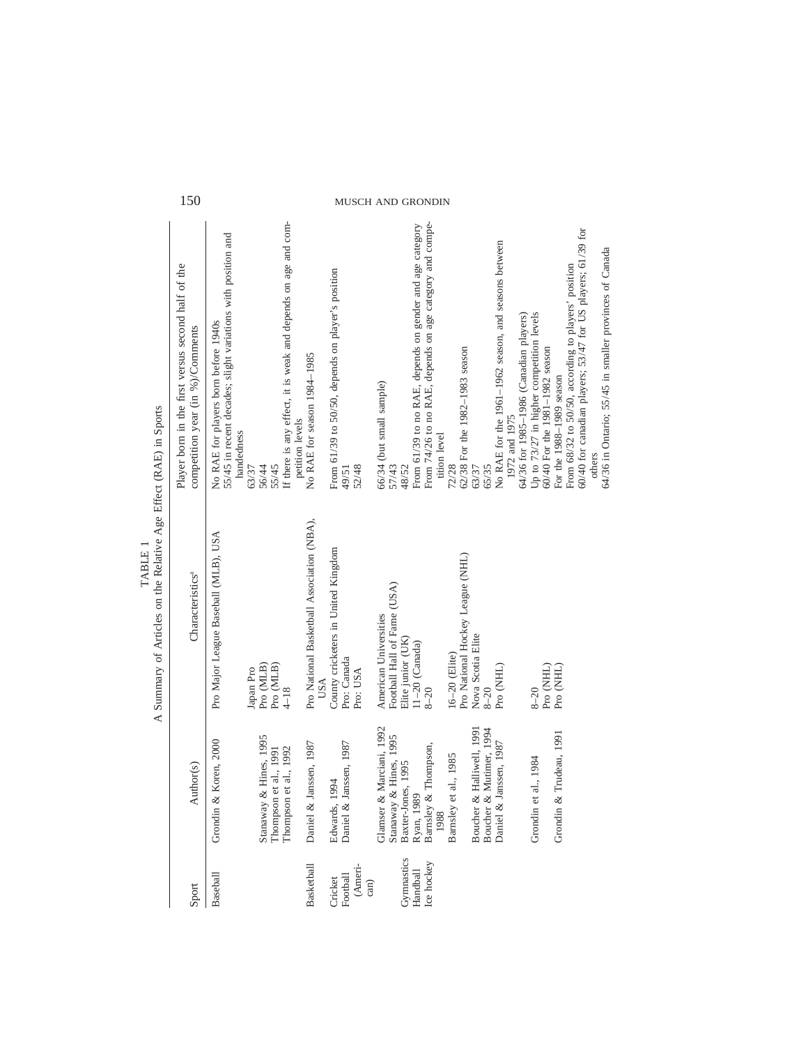TABLE 1

A Summary of Articles on the Relative Age Effect (RAE) in Sports

| Sport | Author(s) | Characteristics[a] | Player born in the first versus second half of the competition year (in %)/Comments |
|---|---|---|---|
| Baseball | Grondin & Koren, 2000 | Pro Major League Baseball (MLB), USA | No RAE for players born before 1940s<br>55/45 in recent decades; slight variations with position and handedness |
| | | Japan Pro | 63/37 |
| | Stanaway & Hines, 1995 | Pro (MLB) | 56/44 |
| | Thompson et al., 1991 | Pro (MLB) | 55/45 |
| | Thompson et al., 1992 | 4–18 | If there is any effect, it is weak and depends on age and competition levels |
| Basketball | Daniel & Janssen, 1987 | Pro National Basketball Association (NBA), USA | No RAE for season 1984–1985 |
| Cricket | Edwards, 1994 | County cricketers in United Kingdom | From 61/39 to 50/50, depends on player's position |
| Football (American) | Daniel & Janssen, 1987 | Pro: Canada | 49/51 |
| | | Pro: USA | 52/48 |
| | Glamser & Marciani, 1992 | American Universities | 66/34 (but small sample) |
| | Stanaway & Hines, 1995 | Football Hall of Fame (USA) | 57/43 |
| Gymnastics | Baxter-Jones, 1995 | Elite junior (UK) | 48/52 |
| Handball | Ryan, 1989 | 11–20 (Canada) | From 61/39 to no RAE, depends on gender and age category |
| Ice hockey | Barnsley & Thompson, 1988 | 8–20 | From 74/26 to no RAE, depends on age category and competition level |
| | Barnsley et al., 1985 | 16–20 (Elite) | 72/28 |
| | | Pro National Hockey League (NHL) | 62/38 For the 1982–1983 season |
| | Boucher & Halliwell, 1991 | Nova Scotia Elite | 63/37 |
| | Boucher & Mutimer, 1994 | 8–20 | 65/35 |
| | Daniel & Janssen, 1987 | Pro (NHL) | No RAE for the 1961–1962 season, and seasons between 1972 and 1975<br>64/36 for 1985–1986 (Canadian players) |
| | Grondin et al., 1984 | 8–20 | Up to 73/27 in higher competition levels |
| | | Pro (NHL) | 60/40 For the 1981–1982 season |
| | Grondin & Trudeau, 1991 | Pro (NHL) | For the 1988–1989 season<br>From 68/32 to 50/50, according to players' position<br>60/40 for canadian players; 53/47 for US players; 61/39 for others<br>64/36 in Ontario; 55/45 in smaller provinces of Canada |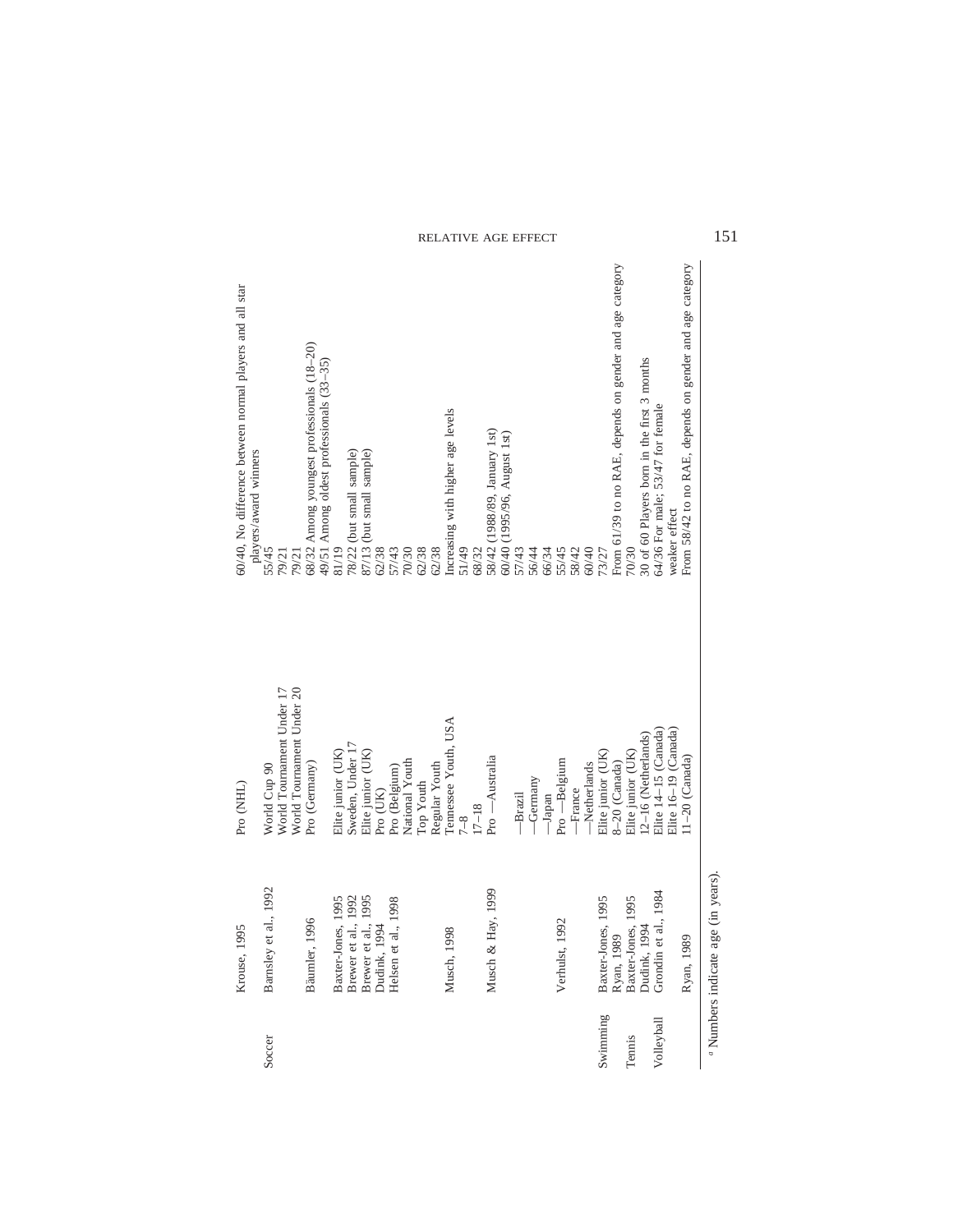| | | | |
|---|---|---|---|
| | Krouse, 1995 | Pro (NHL) | 60/40, No difference between normal players and all star players/award winners |
| Soccer | Barnsley et al., 1992 | World Cup 90 | 55/45 |
| | | World Tournament Under 17 | 79/21 |
| | | World Tournament Under 20 | 79/21 |
| | Bäumler, 1996 | Pro (Germany) | 68/32 Among youngest professionals (18–20) |
| | | | 49/51 Among oldest professionals (33–35) |
| | Baxter-Jones, 1995 | Elite junior (UK) | 81/19 |
| | Brewer et al., 1992 | Sweden, Under 17 | 78/22 (but small sample) |
| | Brewer et al., 1995 | Elite junior (UK) | 87/13 (but small sample) |
| | Dudink, 1994 | Pro (UK) | 62/38 |
| | Helsen et al., 1998 | Pro (Belgium) | 57/43 |
| | | National Youth | 70/30 |
| | | Top Youth | 62/38 |
| | | Regular Youth | 62/38 |
| | Musch, 1998 | Tennessee Youth, USA | Increasing with higher age levels |
| | | 7–8 | 51/49 |
| | | 17–18 | 68/32 |
| | Musch & Hay, 1999 | Pro —Australia | 58/42 (1988/89, January 1st) |
| | | | 60/40 (1995/96, August 1st) |
| | | —Brazil | 57/43 |
| | | —Germany | 56/44 |
| | | —Japan | 66/34 |
| | Verhulst, 1992 | Pro —Belgium | 55/45 |
| | | —France | 58/42 |
| | | —Netherlands | 60/40 |
| Swimming | Baxter-Jones, 1995 | Elite junior (UK) | 73/27 |
| | Ryan, 1989 | 8–20 (Canada) | From 61/39 to no RAE, depends on gender and age category |
| Tennis | Baxter-Jones, 1995 | Elite junior (UK) | 70/30 |
| | Dudink, 1994 | 12–16 (Netherlands) | 30 of 60 Players born in the first 3 months |
| Volleyball | Grondin et al., 1984 | Elite 14–15 (Canada) | 64/36 For male; 53/47 for female |
| | | Elite 16–19 (Canada) | weaker effect |
| | Ryan, 1989 | 11–20 (Canada) | From 58/42 to no RAE, depends on gender and age category |

[a] Numbers indicate age (in years).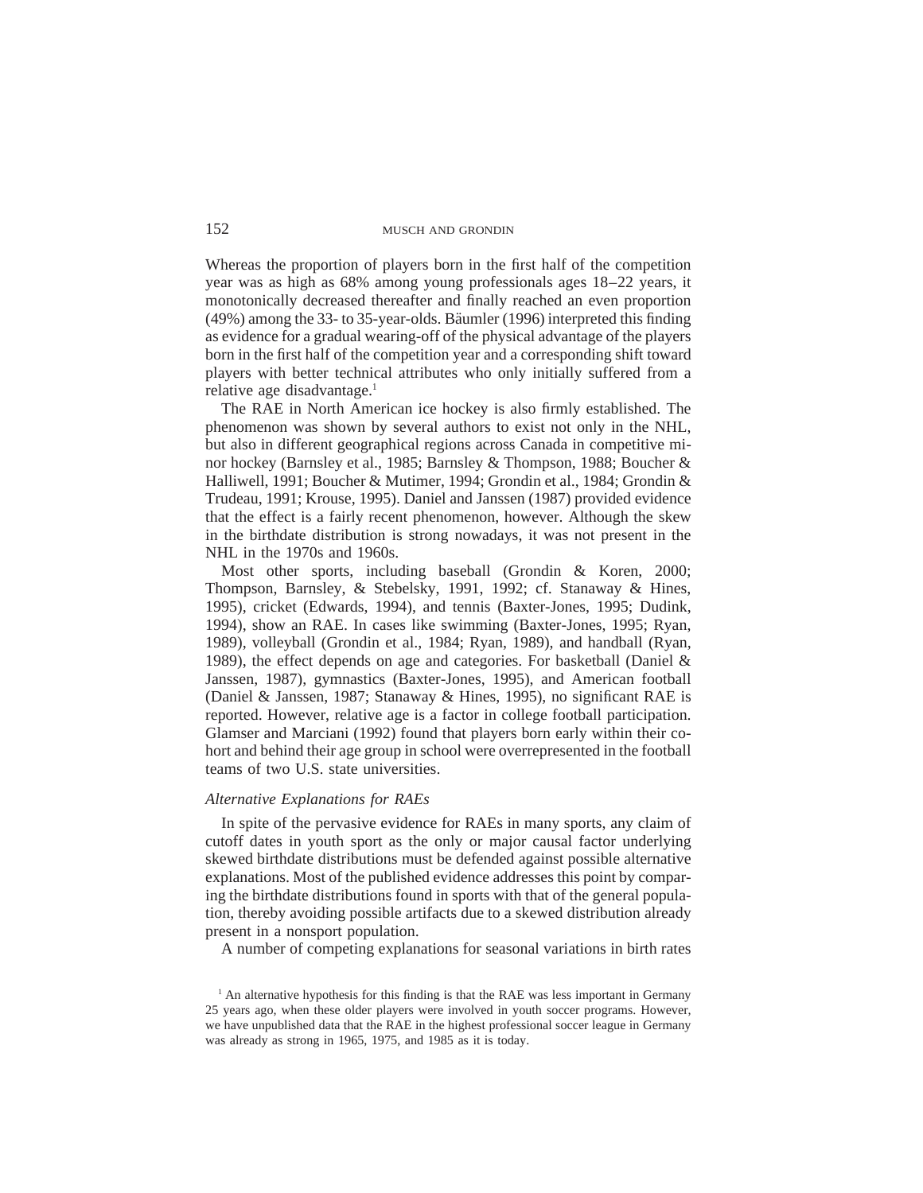Whereas the proportion of players born in the first half of the competition year was as high as 68% among young professionals ages 18–22 years, it monotonically decreased thereafter and finally reached an even proportion (49%) among the 33- to 35-year-olds. Bäumler (1996) interpreted this finding as evidence for a gradual wearing-off of the physical advantage of the players born in the first half of the competition year and a corresponding shift toward players with better technical attributes who only initially suffered from a relative age disadvantage.[1]

The RAE in North American ice hockey is also firmly established. The phenomenon was shown by several authors to exist not only in the NHL, but also in different geographical regions across Canada in competitive minor hockey (Barnsley et al., 1985; Barnsley & Thompson, 1988; Boucher & Halliwell, 1991; Boucher & Mutimer, 1994; Grondin et al., 1984; Grondin & Trudeau, 1991; Krouse, 1995). Daniel and Janssen (1987) provided evidence that the effect is a fairly recent phenomenon, however. Although the skew in the birthdate distribution is strong nowadays, it was not present in the NHL in the 1970s and 1960s.

Most other sports, including baseball (Grondin & Koren, 2000; Thompson, Barnsley, & Stebelsky, 1991, 1992; cf. Stanaway & Hines, 1995), cricket (Edwards, 1994), and tennis (Baxter-Jones, 1995; Dudink, 1994), show an RAE. In cases like swimming (Baxter-Jones, 1995; Ryan, 1989), volleyball (Grondin et al., 1984; Ryan, 1989), and handball (Ryan, 1989), the effect depends on age and categories. For basketball (Daniel & Janssen, 1987), gymnastics (Baxter-Jones, 1995), and American football (Daniel & Janssen, 1987; Stanaway & Hines, 1995), no significant RAE is reported. However, relative age is a factor in college football participation. Glamser and Marciani (1992) found that players born early within their cohort and behind their age group in school were overrepresented in the football teams of two U.S. state universities.

### *Alternative Explanations for RAEs*

In spite of the pervasive evidence for RAEs in many sports, any claim of cutoff dates in youth sport as the only or major causal factor underlying skewed birthdate distributions must be defended against possible alternative explanations. Most of the published evidence addresses this point by comparing the birthdate distributions found in sports with that of the general population, thereby avoiding possible artifacts due to a skewed distribution already present in a nonsport population.

A number of competing explanations for seasonal variations in birth rates

[1] An alternative hypothesis for this finding is that the RAE was less important in Germany 25 years ago, when these older players were involved in youth soccer programs. However, we have unpublished data that the RAE in the highest professional soccer league in Germany was already as strong in 1965, 1975, and 1985 as it is today.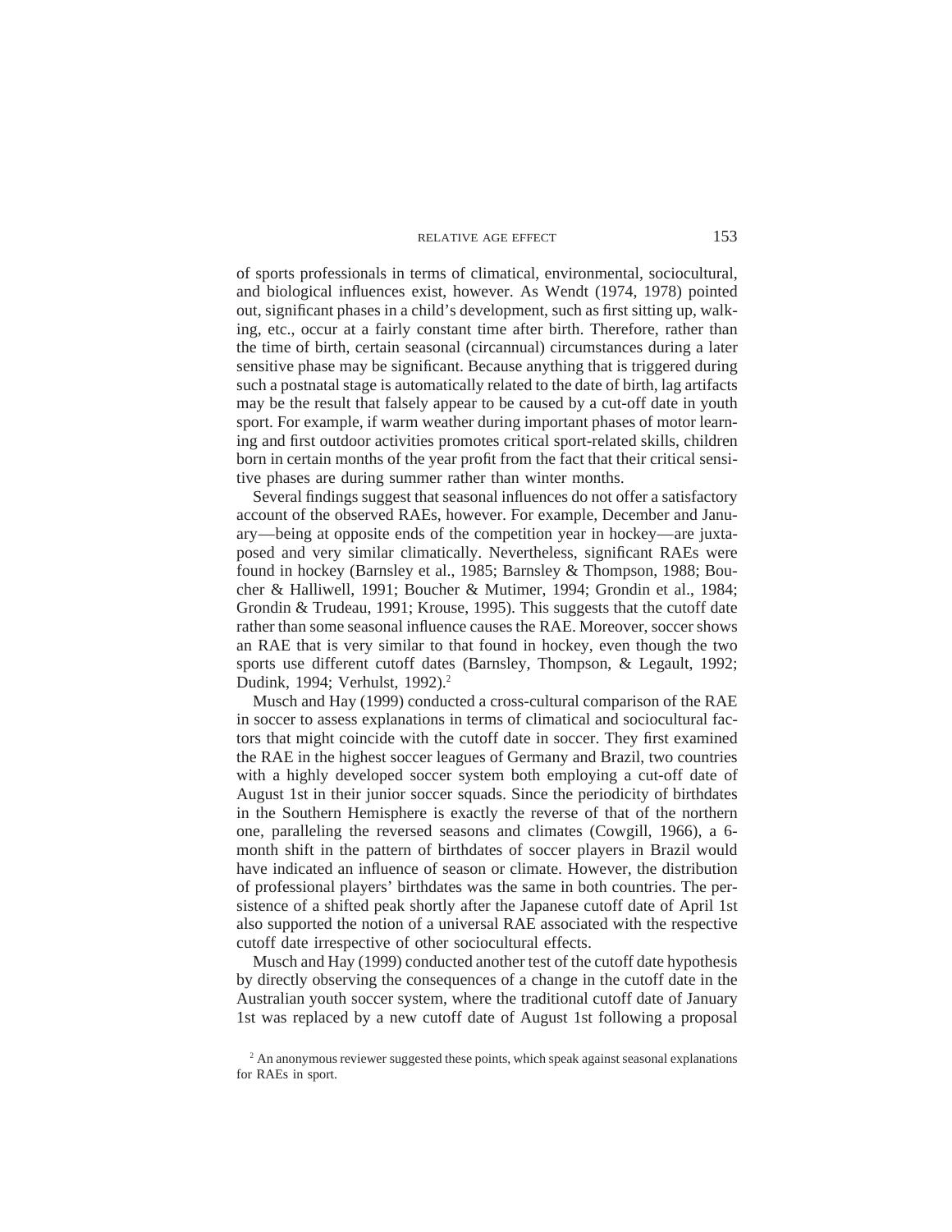of sports professionals in terms of climatical, environmental, sociocultural, and biological influences exist, however. As Wendt (1974, 1978) pointed out, significant phases in a child's development, such as first sitting up, walking, etc., occur at a fairly constant time after birth. Therefore, rather than the time of birth, certain seasonal (circannual) circumstances during a later sensitive phase may be significant. Because anything that is triggered during such a postnatal stage is automatically related to the date of birth, lag artifacts may be the result that falsely appear to be caused by a cut-off date in youth sport. For example, if warm weather during important phases of motor learning and first outdoor activities promotes critical sport-related skills, children born in certain months of the year profit from the fact that their critical sensitive phases are during summer rather than winter months.

Several findings suggest that seasonal influences do not offer a satisfactory account of the observed RAEs, however. For example, December and January—being at opposite ends of the competition year in hockey—are juxtaposed and very similar climatically. Nevertheless, significant RAEs were found in hockey (Barnsley et al., 1985; Barnsley & Thompson, 1988; Boucher & Halliwell, 1991; Boucher & Mutimer, 1994; Grondin et al., 1984; Grondin & Trudeau, 1991; Krouse, 1995). This suggests that the cutoff date rather than some seasonal influence causes the RAE. Moreover, soccer shows an RAE that is very similar to that found in hockey, even though the two sports use different cutoff dates (Barnsley, Thompson, & Legault, 1992; Dudink, 1994; Verhulst, 1992).[2]

Musch and Hay (1999) conducted a cross-cultural comparison of the RAE in soccer to assess explanations in terms of climatical and sociocultural factors that might coincide with the cutoff date in soccer. They first examined the RAE in the highest soccer leagues of Germany and Brazil, two countries with a highly developed soccer system both employing a cut-off date of August 1st in their junior soccer squads. Since the periodicity of birthdates in the Southern Hemisphere is exactly the reverse of that of the northern one, paralleling the reversed seasons and climates (Cowgill, 1966), a 6-month shift in the pattern of birthdates of soccer players in Brazil would have indicated an influence of season or climate. However, the distribution of professional players' birthdates was the same in both countries. The persistence of a shifted peak shortly after the Japanese cutoff date of April 1st also supported the notion of a universal RAE associated with the respective cutoff date irrespective of other sociocultural effects.

Musch and Hay (1999) conducted another test of the cutoff date hypothesis by directly observing the consequences of a change in the cutoff date in the Australian youth soccer system, where the traditional cutoff date of January 1st was replaced by a new cutoff date of August 1st following a proposal

[2] An anonymous reviewer suggested these points, which speak against seasonal explanations for RAEs in sport.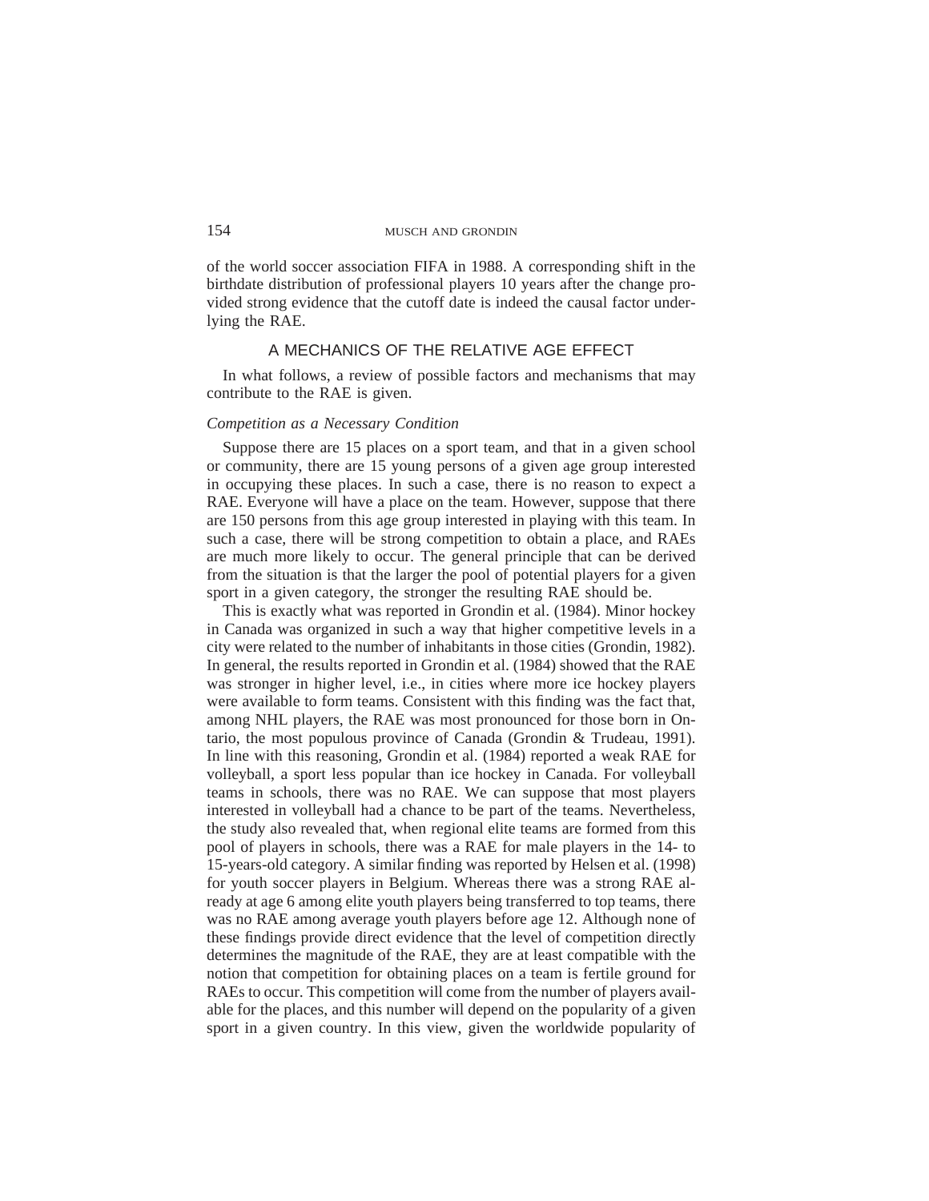of the world soccer association FIFA in 1988. A corresponding shift in the birthdate distribution of professional players 10 years after the change provided strong evidence that the cutoff date is indeed the causal factor underlying the RAE.

## A MECHANICS OF THE RELATIVE AGE EFFECT

In what follows, a review of possible factors and mechanisms that may contribute to the RAE is given.

### *Competition as a Necessary Condition*

Suppose there are 15 places on a sport team, and that in a given school or community, there are 15 young persons of a given age group interested in occupying these places. In such a case, there is no reason to expect a RAE. Everyone will have a place on the team. However, suppose that there are 150 persons from this age group interested in playing with this team. In such a case, there will be strong competition to obtain a place, and RAEs are much more likely to occur. The general principle that can be derived from the situation is that the larger the pool of potential players for a given sport in a given category, the stronger the resulting RAE should be.

This is exactly what was reported in Grondin et al. (1984). Minor hockey in Canada was organized in such a way that higher competitive levels in a city were related to the number of inhabitants in those cities (Grondin, 1982). In general, the results reported in Grondin et al. (1984) showed that the RAE was stronger in higher level, i.e., in cities where more ice hockey players were available to form teams. Consistent with this finding was the fact that, among NHL players, the RAE was most pronounced for those born in Ontario, the most populous province of Canada (Grondin & Trudeau, 1991). In line with this reasoning, Grondin et al. (1984) reported a weak RAE for volleyball, a sport less popular than ice hockey in Canada. For volleyball teams in schools, there was no RAE. We can suppose that most players interested in volleyball had a chance to be part of the teams. Nevertheless, the study also revealed that, when regional elite teams are formed from this pool of players in schools, there was a RAE for male players in the 14- to 15-years-old category. A similar finding was reported by Helsen et al. (1998) for youth soccer players in Belgium. Whereas there was a strong RAE already at age 6 among elite youth players being transferred to top teams, there was no RAE among average youth players before age 12. Although none of these findings provide direct evidence that the level of competition directly determines the magnitude of the RAE, they are at least compatible with the notion that competition for obtaining places on a team is fertile ground for RAEs to occur. This competition will come from the number of players available for the places, and this number will depend on the popularity of a given sport in a given country. In this view, given the worldwide popularity of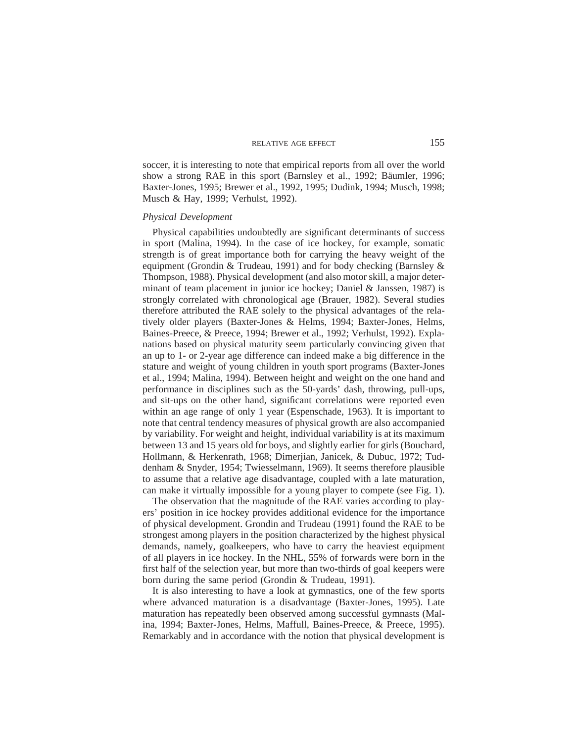soccer, it is interesting to note that empirical reports from all over the world show a strong RAE in this sport (Barnsley et al., 1992; Bäumler, 1996; Baxter-Jones, 1995; Brewer et al., 1992, 1995; Dudink, 1994; Musch, 1998; Musch & Hay, 1999; Verhulst, 1992).

### *Physical Development*

Physical capabilities undoubtedly are significant determinants of success in sport (Malina, 1994). In the case of ice hockey, for example, somatic strength is of great importance both for carrying the heavy weight of the equipment (Grondin & Trudeau, 1991) and for body checking (Barnsley & Thompson, 1988). Physical development (and also motor skill, a major determinant of team placement in junior ice hockey; Daniel & Janssen, 1987) is strongly correlated with chronological age (Brauer, 1982). Several studies therefore attributed the RAE solely to the physical advantages of the relatively older players (Baxter-Jones & Helms, 1994; Baxter-Jones, Helms, Baines-Preece, & Preece, 1994; Brewer et al., 1992; Verhulst, 1992). Explanations based on physical maturity seem particularly convincing given that an up to 1- or 2-year age difference can indeed make a big difference in the stature and weight of young children in youth sport programs (Baxter-Jones et al., 1994; Malina, 1994). Between height and weight on the one hand and performance in disciplines such as the 50-yards' dash, throwing, pull-ups, and sit-ups on the other hand, significant correlations were reported even within an age range of only 1 year (Espenschade, 1963). It is important to note that central tendency measures of physical growth are also accompanied by variability. For weight and height, individual variability is at its maximum between 13 and 15 years old for boys, and slightly earlier for girls (Bouchard, Hollmann, & Herkenrath, 1968; Dimerjian, Janicek, & Dubuc, 1972; Tuddenham & Snyder, 1954; Twiesselmann, 1969). It seems therefore plausible to assume that a relative age disadvantage, coupled with a late maturation, can make it virtually impossible for a young player to compete (see Fig. 1).

The observation that the magnitude of the RAE varies according to players' position in ice hockey provides additional evidence for the importance of physical development. Grondin and Trudeau (1991) found the RAE to be strongest among players in the position characterized by the highest physical demands, namely, goalkeepers, who have to carry the heaviest equipment of all players in ice hockey. In the NHL, 55% of forwards were born in the first half of the selection year, but more than two-thirds of goal keepers were born during the same period (Grondin & Trudeau, 1991).

It is also interesting to have a look at gymnastics, one of the few sports where advanced maturation is a disadvantage (Baxter-Jones, 1995). Late maturation has repeatedly been observed among successful gymnasts (Malina, 1994; Baxter-Jones, Helms, Maffull, Baines-Preece, & Preece, 1995). Remarkably and in accordance with the notion that physical development is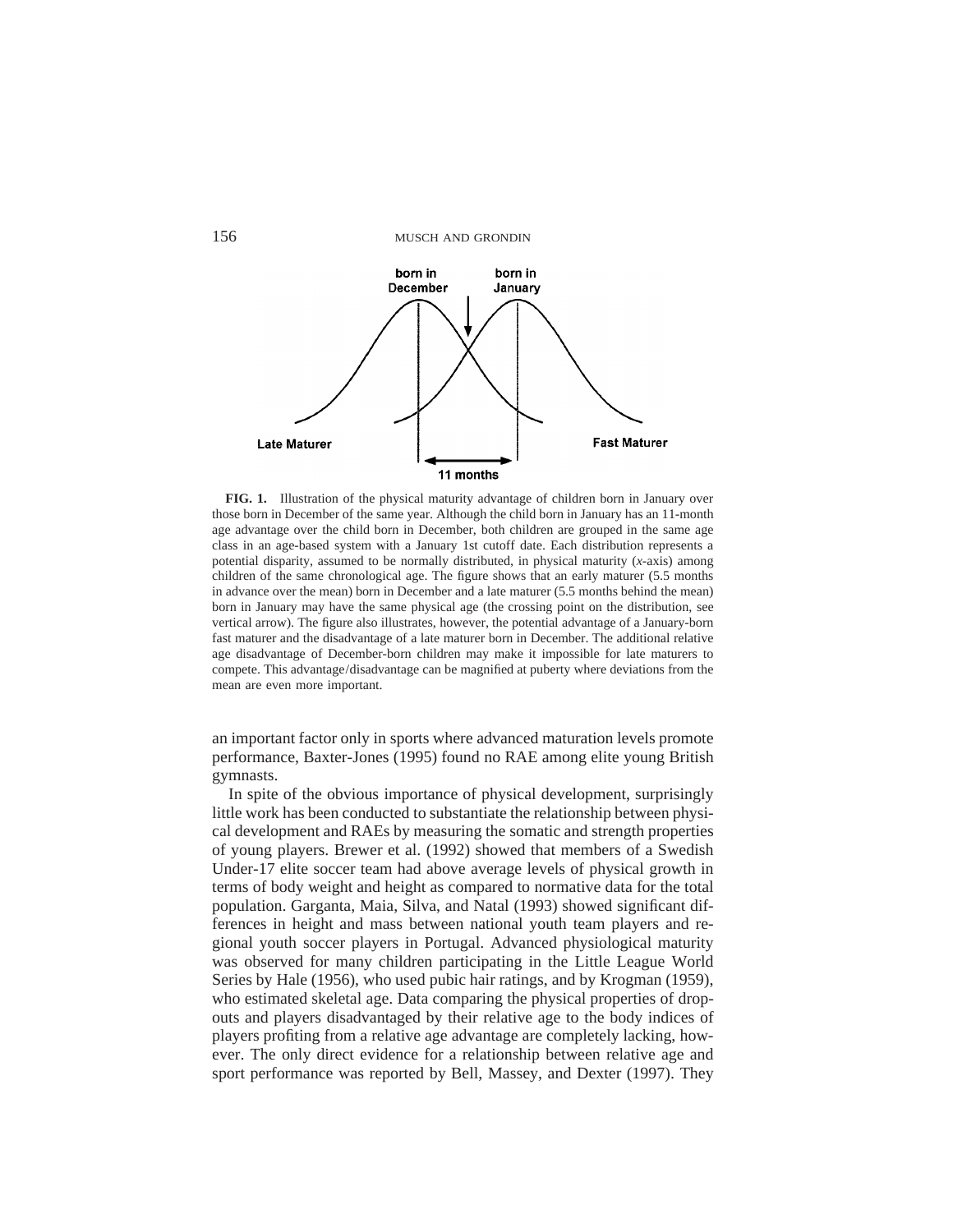**FIG. 1.** Illustration of the physical maturity advantage of children born in January over those born in December of the same year. Although the child born in January has an 11-month age advantage over the child born in December, both children are grouped in the same age class in an age-based system with a January 1st cutoff date. Each distribution represents a potential disparity, assumed to be normally distributed, in physical maturity (*x*-axis) among children of the same chronological age. The figure shows that an early maturer (5.5 months in advance over the mean) born in December and a late maturer (5.5 months behind the mean) born in January may have the same physical age (the crossing point on the distribution, see vertical arrow). The figure also illustrates, however, the potential advantage of a January-born fast maturer and the disadvantage of a late maturer born in December. The additional relative age disadvantage of December-born children may make it impossible for late maturers to compete. This advantage/disadvantage can be magnified at puberty where deviations from the mean are even more important.

an important factor only in sports where advanced maturation levels promote performance, Baxter-Jones (1995) found no RAE among elite young British gymnasts.

In spite of the obvious importance of physical development, surprisingly little work has been conducted to substantiate the relationship between physical development and RAEs by measuring the somatic and strength properties of young players. Brewer et al. (1992) showed that members of a Swedish Under-17 elite soccer team had above average levels of physical growth in terms of body weight and height as compared to normative data for the total population. Garganta, Maia, Silva, and Natal (1993) showed significant differences in height and mass between national youth team players and regional youth soccer players in Portugal. Advanced physiological maturity was observed for many children participating in the Little League World Series by Hale (1956), who used pubic hair ratings, and by Krogman (1959), who estimated skeletal age. Data comparing the physical properties of dropouts and players disadvantaged by their relative age to the body indices of players profiting from a relative age advantage are completely lacking, however. The only direct evidence for a relationship between relative age and sport performance was reported by Bell, Massey, and Dexter (1997). They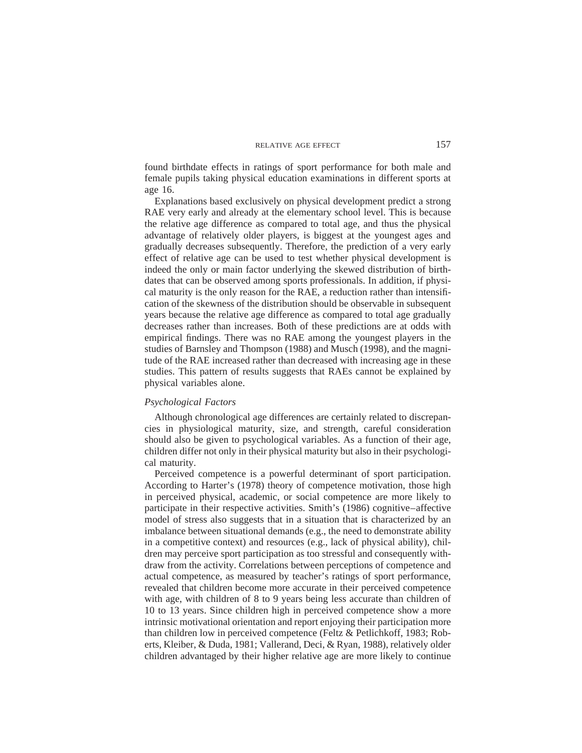found birthdate effects in ratings of sport performance for both male and female pupils taking physical education examinations in different sports at age 16.

Explanations based exclusively on physical development predict a strong RAE very early and already at the elementary school level. This is because the relative age difference as compared to total age, and thus the physical advantage of relatively older players, is biggest at the youngest ages and gradually decreases subsequently. Therefore, the prediction of a very early effect of relative age can be used to test whether physical development is indeed the only or main factor underlying the skewed distribution of birthdates that can be observed among sports professionals. In addition, if physical maturity is the only reason for the RAE, a reduction rather than intensification of the skewness of the distribution should be observable in subsequent years because the relative age difference as compared to total age gradually decreases rather than increases. Both of these predictions are at odds with empirical findings. There was no RAE among the youngest players in the studies of Barnsley and Thompson (1988) and Musch (1998), and the magnitude of the RAE increased rather than decreased with increasing age in these studies. This pattern of results suggests that RAEs cannot be explained by physical variables alone.

### *Psychological Factors*

Although chronological age differences are certainly related to discrepancies in physiological maturity, size, and strength, careful consideration should also be given to psychological variables. As a function of their age, children differ not only in their physical maturity but also in their psychological maturity.

Perceived competence is a powerful determinant of sport participation. According to Harter's (1978) theory of competence motivation, those high in perceived physical, academic, or social competence are more likely to participate in their respective activities. Smith's (1986) cognitive–affective model of stress also suggests that in a situation that is characterized by an imbalance between situational demands (e.g., the need to demonstrate ability in a competitive context) and resources (e.g., lack of physical ability), children may perceive sport participation as too stressful and consequently withdraw from the activity. Correlations between perceptions of competence and actual competence, as measured by teacher's ratings of sport performance, revealed that children become more accurate in their perceived competence with age, with children of 8 to 9 years being less accurate than children of 10 to 13 years. Since children high in perceived competence show a more intrinsic motivational orientation and report enjoying their participation more than children low in perceived competence (Feltz & Petlichkoff, 1983; Roberts, Kleiber, & Duda, 1981; Vallerand, Deci, & Ryan, 1988), relatively older children advantaged by their higher relative age are more likely to continue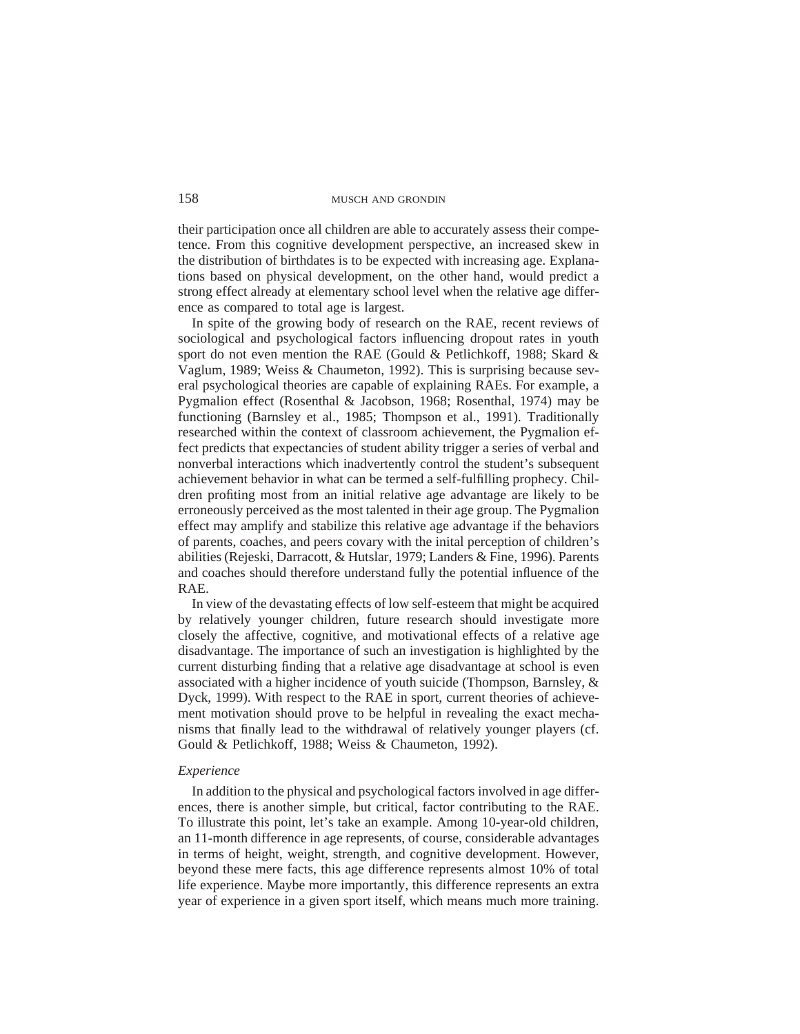their participation once all children are able to accurately assess their competence. From this cognitive development perspective, an increased skew in the distribution of birthdates is to be expected with increasing age. Explanations based on physical development, on the other hand, would predict a strong effect already at elementary school level when the relative age difference as compared to total age is largest.

In spite of the growing body of research on the RAE, recent reviews of sociological and psychological factors influencing dropout rates in youth sport do not even mention the RAE (Gould & Petlichkoff, 1988; Skard & Vaglum, 1989; Weiss & Chaumeton, 1992). This is surprising because several psychological theories are capable of explaining RAEs. For example, a Pygmalion effect (Rosenthal & Jacobson, 1968; Rosenthal, 1974) may be functioning (Barnsley et al., 1985; Thompson et al., 1991). Traditionally researched within the context of classroom achievement, the Pygmalion effect predicts that expectancies of student ability trigger a series of verbal and nonverbal interactions which inadvertently control the student's subsequent achievement behavior in what can be termed a self-fulfilling prophecy. Children profiting most from an initial relative age advantage are likely to be erroneously perceived as the most talented in their age group. The Pygmalion effect may amplify and stabilize this relative age advantage if the behaviors of parents, coaches, and peers covary with the inital perception of children's abilities (Rejeski, Darracott, & Hutslar, 1979; Landers & Fine, 1996). Parents and coaches should therefore understand fully the potential influence of the RAE.

In view of the devastating effects of low self-esteem that might be acquired by relatively younger children, future research should investigate more closely the affective, cognitive, and motivational effects of a relative age disadvantage. The importance of such an investigation is highlighted by the current disturbing finding that a relative age disadvantage at school is even associated with a higher incidence of youth suicide (Thompson, Barnsley, & Dyck, 1999). With respect to the RAE in sport, current theories of achievement motivation should prove to be helpful in revealing the exact mechanisms that finally lead to the withdrawal of relatively younger players (cf. Gould & Petlichkoff, 1988; Weiss & Chaumeton, 1992).

### *Experience*

In addition to the physical and psychological factors involved in age differences, there is another simple, but critical, factor contributing to the RAE. To illustrate this point, let's take an example. Among 10-year-old children, an 11-month difference in age represents, of course, considerable advantages in terms of height, weight, strength, and cognitive development. However, beyond these mere facts, this age difference represents almost 10% of total life experience. Maybe more importantly, this difference represents an extra year of experience in a given sport itself, which means much more training.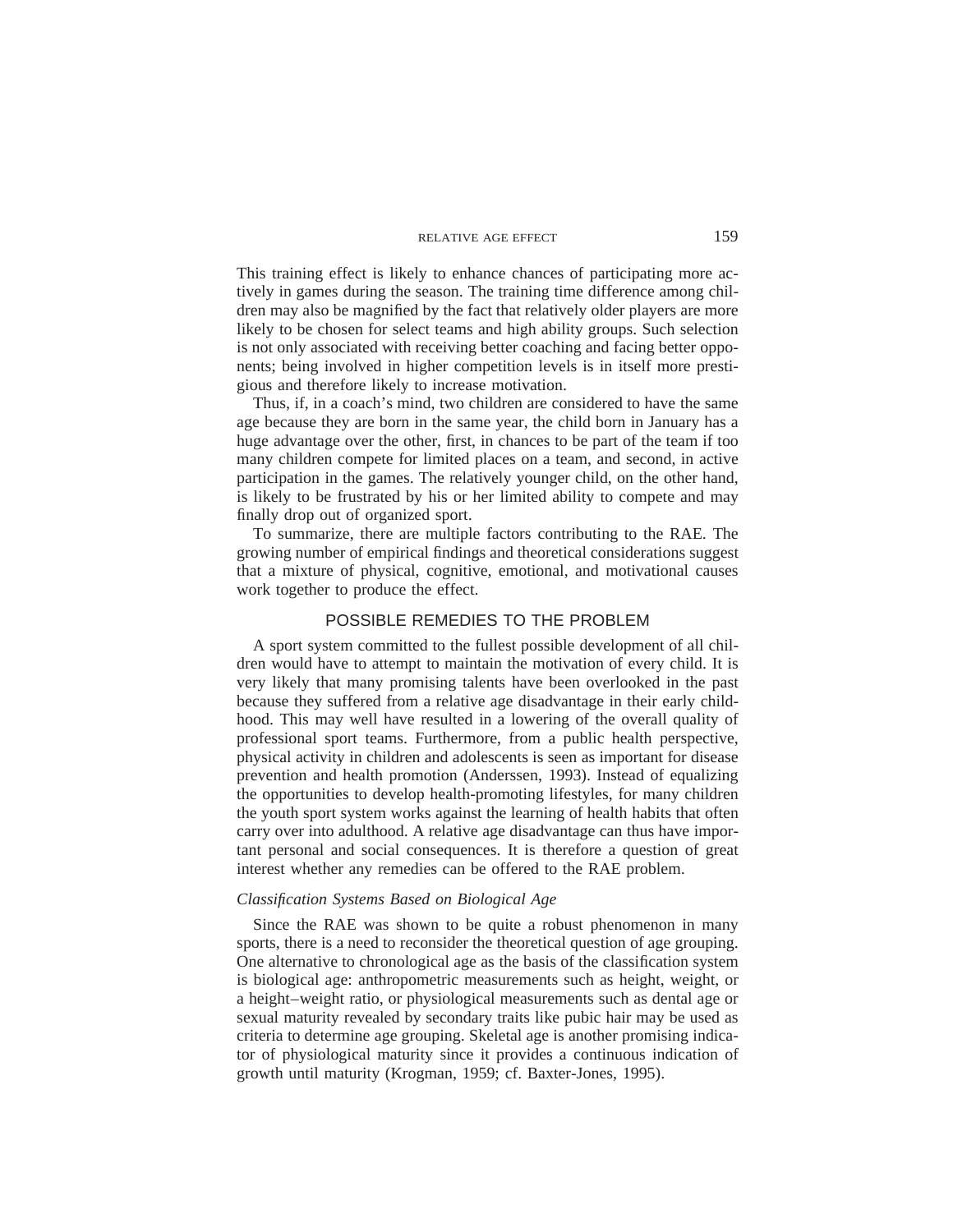This training effect is likely to enhance chances of participating more actively in games during the season. The training time difference among children may also be magnified by the fact that relatively older players are more likely to be chosen for select teams and high ability groups. Such selection is not only associated with receiving better coaching and facing better opponents; being involved in higher competition levels is in itself more prestigious and therefore likely to increase motivation.

Thus, if, in a coach's mind, two children are considered to have the same age because they are born in the same year, the child born in January has a huge advantage over the other, first, in chances to be part of the team if too many children compete for limited places on a team, and second, in active participation in the games. The relatively younger child, on the other hand, is likely to be frustrated by his or her limited ability to compete and may finally drop out of organized sport.

To summarize, there are multiple factors contributing to the RAE. The growing number of empirical findings and theoretical considerations suggest that a mixture of physical, cognitive, emotional, and motivational causes work together to produce the effect.

## POSSIBLE REMEDIES TO THE PROBLEM

A sport system committed to the fullest possible development of all children would have to attempt to maintain the motivation of every child. It is very likely that many promising talents have been overlooked in the past because they suffered from a relative age disadvantage in their early childhood. This may well have resulted in a lowering of the overall quality of professional sport teams. Furthermore, from a public health perspective, physical activity in children and adolescents is seen as important for disease prevention and health promotion (Anderssen, 1993). Instead of equalizing the opportunities to develop health-promoting lifestyles, for many children the youth sport system works against the learning of health habits that often carry over into adulthood. A relative age disadvantage can thus have important personal and social consequences. It is therefore a question of great interest whether any remedies can be offered to the RAE problem.

### *Classification Systems Based on Biological Age*

Since the RAE was shown to be quite a robust phenomenon in many sports, there is a need to reconsider the theoretical question of age grouping. One alternative to chronological age as the basis of the classification system is biological age: anthropometric measurements such as height, weight, or a height–weight ratio, or physiological measurements such as dental age or sexual maturity revealed by secondary traits like pubic hair may be used as criteria to determine age grouping. Skeletal age is another promising indicator of physiological maturity since it provides a continuous indication of growth until maturity (Krogman, 1959; cf. Baxter-Jones, 1995).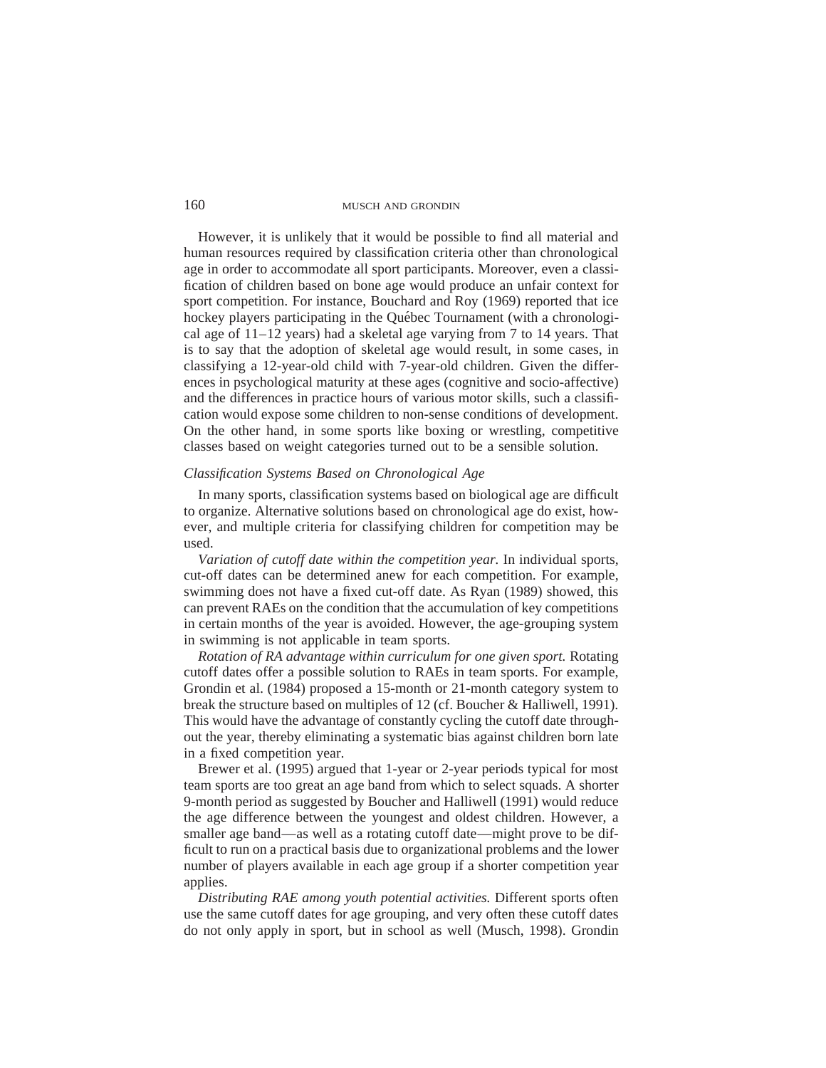However, it is unlikely that it would be possible to find all material and human resources required by classification criteria other than chronological age in order to accommodate all sport participants. Moreover, even a classification of children based on bone age would produce an unfair context for sport competition. For instance, Bouchard and Roy (1969) reported that ice hockey players participating in the Québec Tournament (with a chronological age of 11–12 years) had a skeletal age varying from 7 to 14 years. That is to say that the adoption of skeletal age would result, in some cases, in classifying a 12-year-old child with 7-year-old children. Given the differences in psychological maturity at these ages (cognitive and socio-affective) and the differences in practice hours of various motor skills, such a classification would expose some children to non-sense conditions of development. On the other hand, in some sports like boxing or wrestling, competitive classes based on weight categories turned out to be a sensible solution.

### *Classification Systems Based on Chronological Age*

In many sports, classification systems based on biological age are difficult to organize. Alternative solutions based on chronological age do exist, however, and multiple criteria for classifying children for competition may be used.

*Variation of cutoff date within the competition year.* In individual sports, cut-off dates can be determined anew for each competition. For example, swimming does not have a fixed cut-off date. As Ryan (1989) showed, this can prevent RAEs on the condition that the accumulation of key competitions in certain months of the year is avoided. However, the age-grouping system in swimming is not applicable in team sports.

*Rotation of RA advantage within curriculum for one given sport.* Rotating cutoff dates offer a possible solution to RAEs in team sports. For example, Grondin et al. (1984) proposed a 15-month or 21-month category system to break the structure based on multiples of 12 (cf. Boucher & Halliwell, 1991). This would have the advantage of constantly cycling the cutoff date throughout the year, thereby eliminating a systematic bias against children born late in a fixed competition year.

Brewer et al. (1995) argued that 1-year or 2-year periods typical for most team sports are too great an age band from which to select squads. A shorter 9-month period as suggested by Boucher and Halliwell (1991) would reduce the age difference between the youngest and oldest children. However, a smaller age band—as well as a rotating cutoff date—might prove to be difficult to run on a practical basis due to organizational problems and the lower number of players available in each age group if a shorter competition year applies.

*Distributing RAE among youth potential activities.* Different sports often use the same cutoff dates for age grouping, and very often these cutoff dates do not only apply in sport, but in school as well (Musch, 1998). Grondin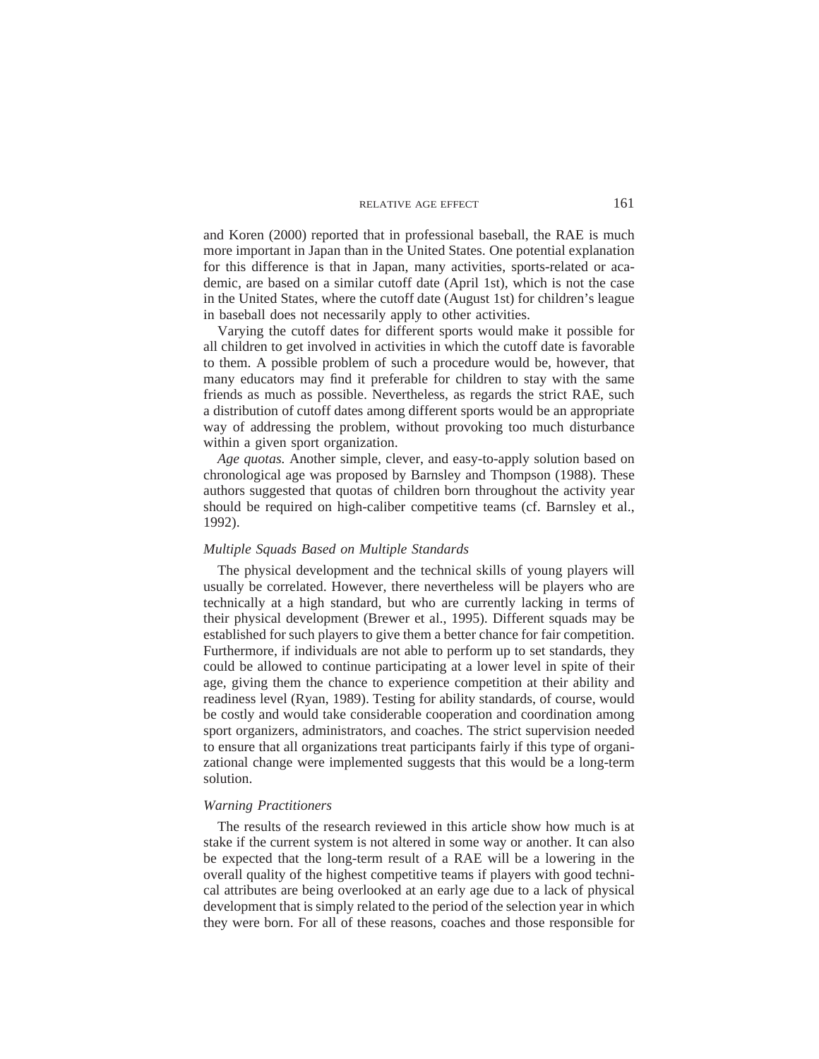and Koren (2000) reported that in professional baseball, the RAE is much more important in Japan than in the United States. One potential explanation for this difference is that in Japan, many activities, sports-related or academic, are based on a similar cutoff date (April 1st), which is not the case in the United States, where the cutoff date (August 1st) for children's league in baseball does not necessarily apply to other activities.

Varying the cutoff dates for different sports would make it possible for all children to get involved in activities in which the cutoff date is favorable to them. A possible problem of such a procedure would be, however, that many educators may find it preferable for children to stay with the same friends as much as possible. Nevertheless, as regards the strict RAE, such a distribution of cutoff dates among different sports would be an appropriate way of addressing the problem, without provoking too much disturbance within a given sport organization.

*Age quotas.* Another simple, clever, and easy-to-apply solution based on chronological age was proposed by Barnsley and Thompson (1988). These authors suggested that quotas of children born throughout the activity year should be required on high-caliber competitive teams (cf. Barnsley et al., 1992).

### *Multiple Squads Based on Multiple Standards*

The physical development and the technical skills of young players will usually be correlated. However, there nevertheless will be players who are technically at a high standard, but who are currently lacking in terms of their physical development (Brewer et al., 1995). Different squads may be established for such players to give them a better chance for fair competition. Furthermore, if individuals are not able to perform up to set standards, they could be allowed to continue participating at a lower level in spite of their age, giving them the chance to experience competition at their ability and readiness level (Ryan, 1989). Testing for ability standards, of course, would be costly and would take considerable cooperation and coordination among sport organizers, administrators, and coaches. The strict supervision needed to ensure that all organizations treat participants fairly if this type of organizational change were implemented suggests that this would be a long-term solution.

### *Warning Practitioners*

The results of the research reviewed in this article show how much is at stake if the current system is not altered in some way or another. It can also be expected that the long-term result of a RAE will be a lowering in the overall quality of the highest competitive teams if players with good technical attributes are being overlooked at an early age due to a lack of physical development that is simply related to the period of the selection year in which they were born. For all of these reasons, coaches and those responsible for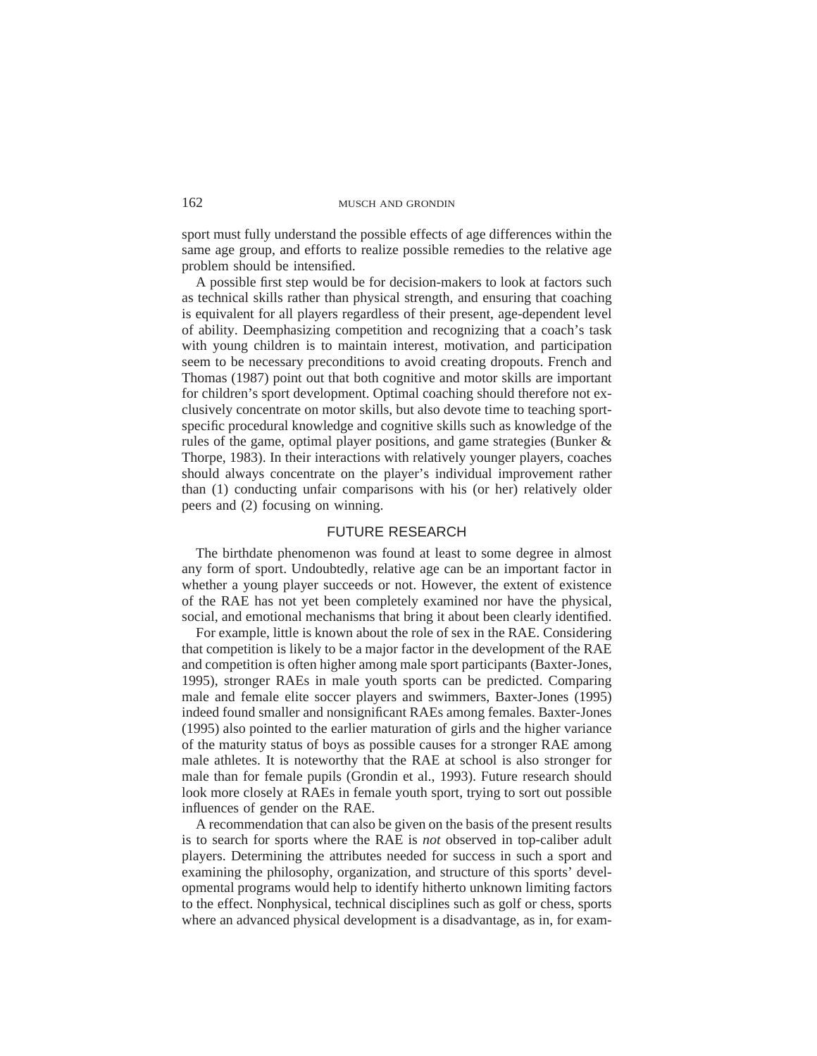sport must fully understand the possible effects of age differences within the same age group, and efforts to realize possible remedies to the relative age problem should be intensified.

A possible first step would be for decision-makers to look at factors such as technical skills rather than physical strength, and ensuring that coaching is equivalent for all players regardless of their present, age-dependent level of ability. Deemphasizing competition and recognizing that a coach's task with young children is to maintain interest, motivation, and participation seem to be necessary preconditions to avoid creating dropouts. French and Thomas (1987) point out that both cognitive and motor skills are important for children's sport development. Optimal coaching should therefore not exclusively concentrate on motor skills, but also devote time to teaching sport-specific procedural knowledge and cognitive skills such as knowledge of the rules of the game, optimal player positions, and game strategies (Bunker & Thorpe, 1983). In their interactions with relatively younger players, coaches should always concentrate on the player's individual improvement rather than (1) conducting unfair comparisons with his (or her) relatively older peers and (2) focusing on winning.

## FUTURE RESEARCH

The birthdate phenomenon was found at least to some degree in almost any form of sport. Undoubtedly, relative age can be an important factor in whether a young player succeeds or not. However, the extent of existence of the RAE has not yet been completely examined nor have the physical, social, and emotional mechanisms that bring it about been clearly identified.

For example, little is known about the role of sex in the RAE. Considering that competition is likely to be a major factor in the development of the RAE and competition is often higher among male sport participants (Baxter-Jones, 1995), stronger RAEs in male youth sports can be predicted. Comparing male and female elite soccer players and swimmers, Baxter-Jones (1995) indeed found smaller and nonsignificant RAEs among females. Baxter-Jones (1995) also pointed to the earlier maturation of girls and the higher variance of the maturity status of boys as possible causes for a stronger RAE among male athletes. It is noteworthy that the RAE at school is also stronger for male than for female pupils (Grondin et al., 1993). Future research should look more closely at RAEs in female youth sport, trying to sort out possible influences of gender on the RAE.

A recommendation that can also be given on the basis of the present results is to search for sports where the RAE is *not* observed in top-caliber adult players. Determining the attributes needed for success in such a sport and examining the philosophy, organization, and structure of this sports' developmental programs would help to identify hitherto unknown limiting factors to the effect. Nonphysical, technical disciplines such as golf or chess, sports where an advanced physical development is a disadvantage, as in, for exam-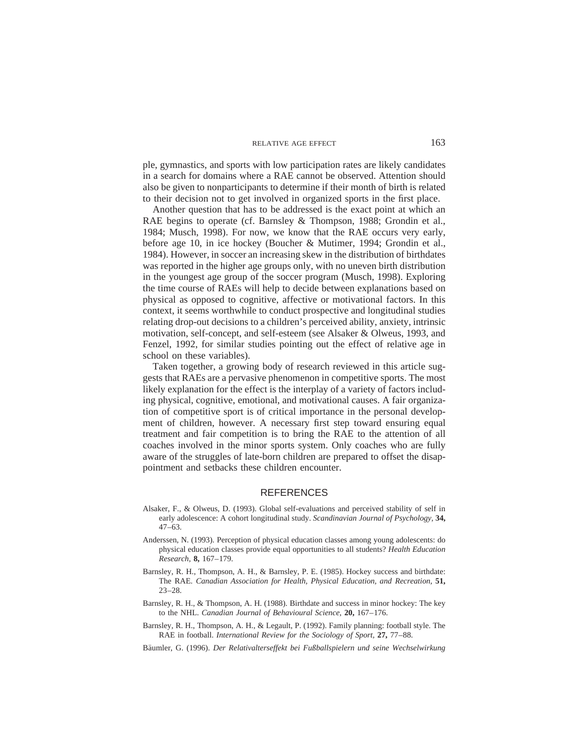ple, gymnastics, and sports with low participation rates are likely candidates in a search for domains where a RAE cannot be observed. Attention should also be given to nonparticipants to determine if their month of birth is related to their decision not to get involved in organized sports in the first place.

Another question that has to be addressed is the exact point at which an RAE begins to operate (cf. Barnsley & Thompson, 1988; Grondin et al., 1984; Musch, 1998). For now, we know that the RAE occurs very early, before age 10, in ice hockey (Boucher & Mutimer, 1994; Grondin et al., 1984). However, in soccer an increasing skew in the distribution of birthdates was reported in the higher age groups only, with no uneven birth distribution in the youngest age group of the soccer program (Musch, 1998). Exploring the time course of RAEs will help to decide between explanations based on physical as opposed to cognitive, affective or motivational factors. In this context, it seems worthwhile to conduct prospective and longitudinal studies relating drop-out decisions to a children's perceived ability, anxiety, intrinsic motivation, self-concept, and self-esteem (see Alsaker & Olweus, 1993, and Fenzel, 1992, for similar studies pointing out the effect of relative age in school on these variables).

Taken together, a growing body of research reviewed in this article suggests that RAEs are a pervasive phenomenon in competitive sports. The most likely explanation for the effect is the interplay of a variety of factors including physical, cognitive, emotional, and motivational causes. A fair organization of competitive sport is of critical importance in the personal development of children, however. A necessary first step toward ensuring equal treatment and fair competition is to bring the RAE to the attention of all coaches involved in the minor sports system. Only coaches who are fully aware of the struggles of late-born children are prepared to offset the disappointment and setbacks these children encounter.

## REFERENCES

Alsaker, F., & Olweus, D. (1993). Global self-evaluations and perceived stability of self in early adolescence: A cohort longitudinal study. *Scandinavian Journal of Psychology*, **34,** 47–63.

Anderssen, N. (1993). Perception of physical education classes among young adolescents: do physical education classes provide equal opportunities to all students? *Health Education Research*, **8,** 167–179.

Barnsley, R. H., Thompson, A. H., & Barnsley, P. E. (1985). Hockey success and birthdate: The RAE. *Canadian Association for Health, Physical Education, and Recreation*, **51,** 23–28.

Barnsley, R. H., & Thompson, A. H. (1988). Birthdate and success in minor hockey: The key to the NHL. *Canadian Journal of Behavioural Science*, **20,** 167–176.

Barnsley, R. H., Thompson, A. H., & Legault, P. (1992). Family planning: football style. The RAE in football. *International Review for the Sociology of Sport*, **27,** 77–88.

Bäumler, G. (1996). *Der Relativalterseffekt bei Fußballspielern und seine Wechselwirkung*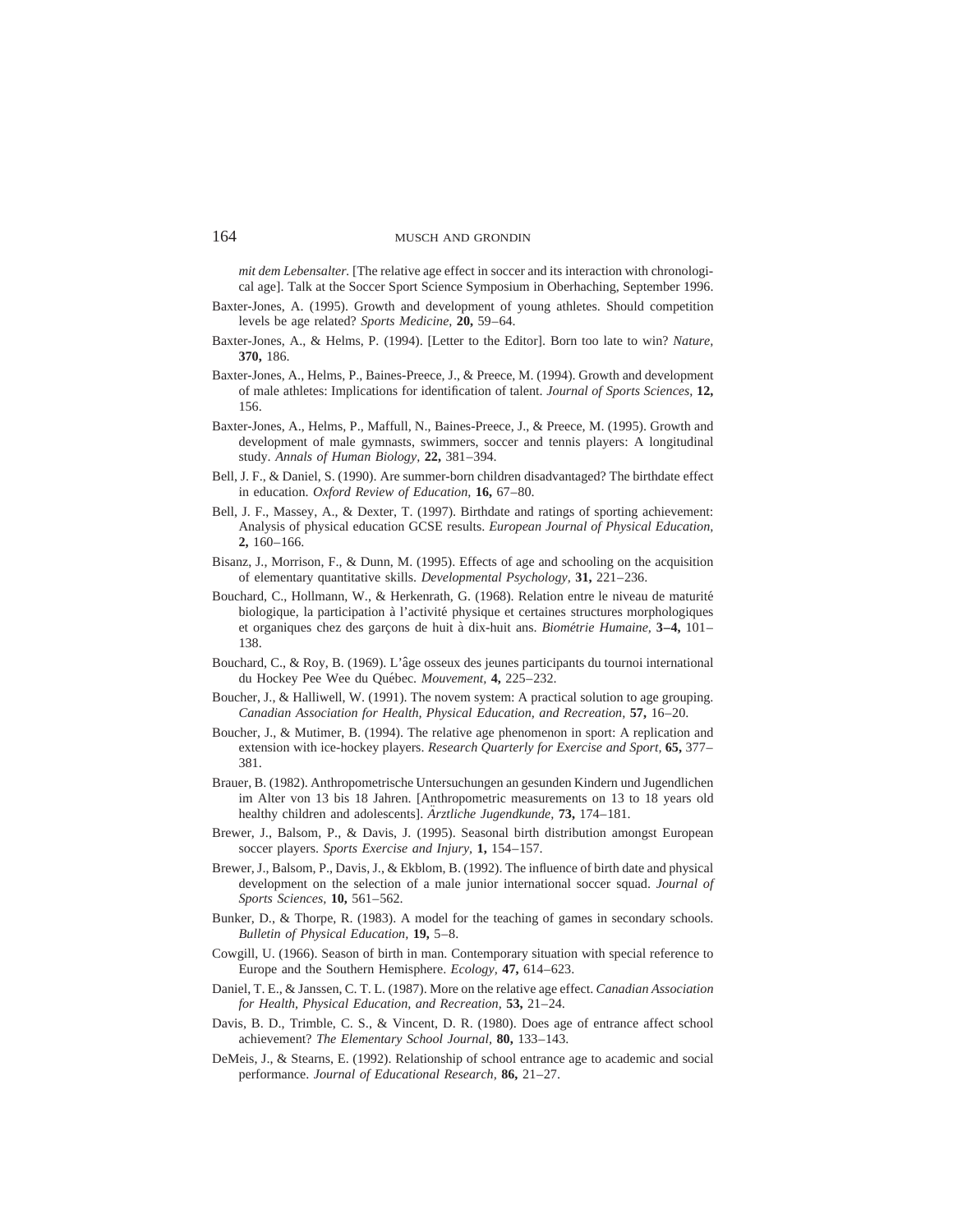*mit dem Lebensalter.* [The relative age effect in soccer and its interaction with chronological age]. Talk at the Soccer Sport Science Symposium in Oberhaching, September 1996.

Baxter-Jones, A. (1995). Growth and development of young athletes. Should competition levels be age related? *Sports Medicine,* **20,** 59–64.

Baxter-Jones, A., & Helms, P. (1994). [Letter to the Editor]. Born too late to win? *Nature,* **370,** 186.

Baxter-Jones, A., Helms, P., Baines-Preece, J., & Preece, M. (1994). Growth and development of male athletes: Implications for identification of talent. *Journal of Sports Sciences,* **12,** 156.

Baxter-Jones, A., Helms, P., Maffull, N., Baines-Preece, J., & Preece, M. (1995). Growth and development of male gymnasts, swimmers, soccer and tennis players: A longitudinal study. *Annals of Human Biology,* **22,** 381–394.

Bell, J. F., & Daniel, S. (1990). Are summer-born children disadvantaged? The birthdate effect in education. *Oxford Review of Education,* **16,** 67–80.

Bell, J. F., Massey, A., & Dexter, T. (1997). Birthdate and ratings of sporting achievement: Analysis of physical education GCSE results. *European Journal of Physical Education,* **2,** 160–166.

Bisanz, J., Morrison, F., & Dunn, M. (1995). Effects of age and schooling on the acquisition of elementary quantitative skills. *Developmental Psychology,* **31,** 221–236.

Bouchard, C., Hollmann, W., & Herkenrath, G. (1968). Relation entre le niveau de maturité biologique, la participation à l'activité physique et certaines structures morphologiques et organiques chez des garçons de huit à dix-huit ans. *Biométrie Humaine,* **3–4,** 101–138.

Bouchard, C., & Roy, B. (1969). L'âge osseux des jeunes participants du tournoi international du Hockey Pee Wee du Québec. *Mouvement,* **4,** 225–232.

Boucher, J., & Halliwell, W. (1991). The novem system: A practical solution to age grouping. *Canadian Association for Health, Physical Education, and Recreation,* **57,** 16–20.

Boucher, J., & Mutimer, B. (1994). The relative age phenomenon in sport: A replication and extension with ice-hockey players. *Research Quarterly for Exercise and Sport,* **65,** 377–381.

Brauer, B. (1982). Anthropometrische Untersuchungen an gesunden Kindern und Jugendlichen im Alter von 13 bis 18 Jahren. [Anthropometric measurements on 13 to 18 years old healthy children and adolescents]. *Ärztliche Jugendkunde,* **73,** 174–181.

Brewer, J., Balsom, P., & Davis, J. (1995). Seasonal birth distribution amongst European soccer players. *Sports Exercise and Injury,* **1,** 154–157.

Brewer, J., Balsom, P., Davis, J., & Ekblom, B. (1992). The influence of birth date and physical development on the selection of a male junior international soccer squad. *Journal of Sports Sciences,* **10,** 561–562.

Bunker, D., & Thorpe, R. (1983). A model for the teaching of games in secondary schools. *Bulletin of Physical Education,* **19,** 5–8.

Cowgill, U. (1966). Season of birth in man. Contemporary situation with special reference to Europe and the Southern Hemisphere. *Ecology,* **47,** 614–623.

Daniel, T. E., & Janssen, C. T. L. (1987). More on the relative age effect. *Canadian Association for Health, Physical Education, and Recreation,* **53,** 21–24.

Davis, B. D., Trimble, C. S., & Vincent, D. R. (1980). Does age of entrance affect school achievement? *The Elementary School Journal,* **80,** 133–143.

DeMeis, J., & Stearns, E. (1992). Relationship of school entrance age to academic and social performance. *Journal of Educational Research,* **86,** 21–27.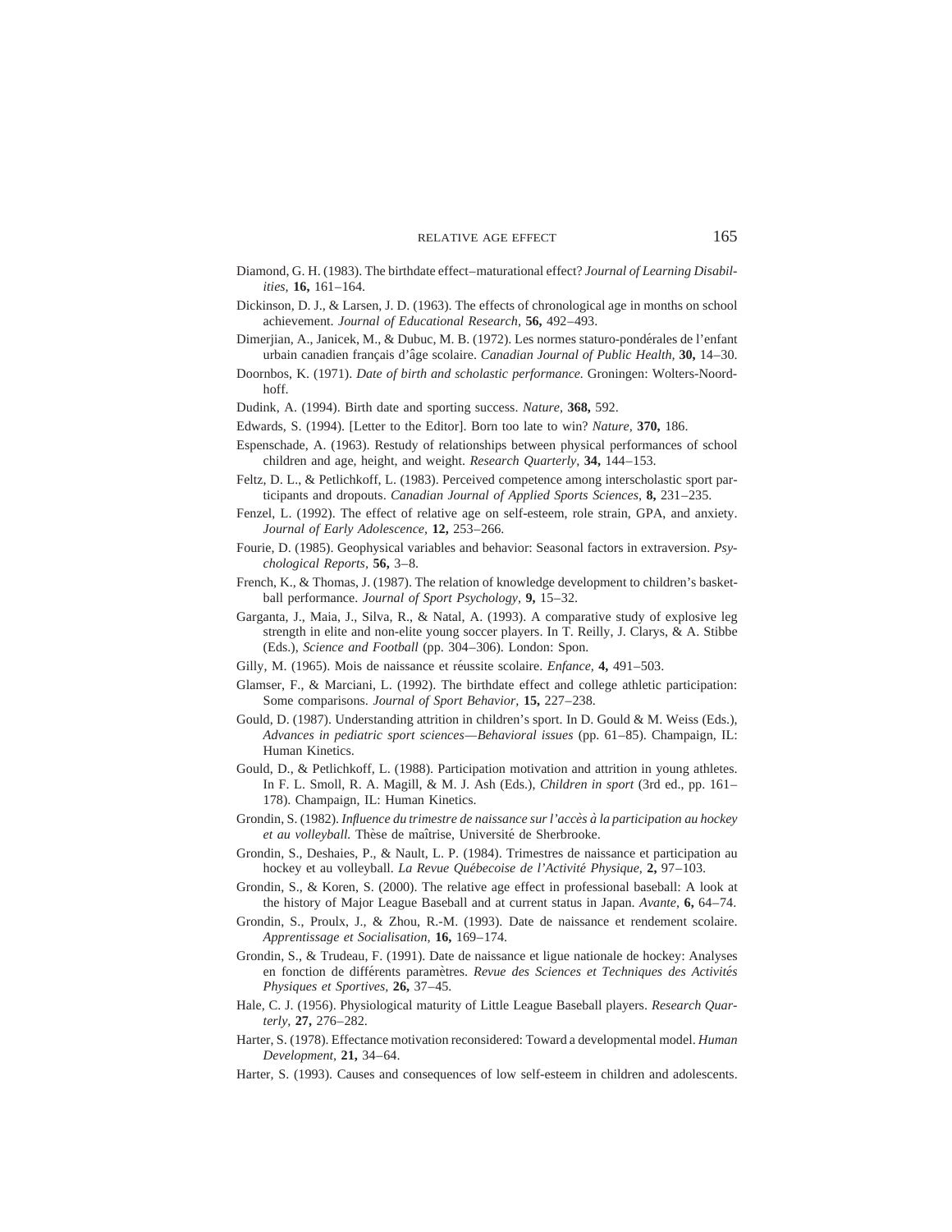Diamond, G. H. (1983). The birthdate effect–maturational effect? *Journal of Learning Disabilities,* **16,** 161–164.

Dickinson, D. J., & Larsen, J. D. (1963). The effects of chronological age in months on school achievement. *Journal of Educational Research,* **56,** 492–493.

Dimerjian, A., Janicek, M., & Dubuc, M. B. (1972). Les normes staturo-pondérales de l'enfant urbain canadien français d'âge scolaire. *Canadian Journal of Public Health,* **30,** 14–30.

Doornbos, K. (1971). *Date of birth and scholastic performance.* Groningen: Wolters-Noordhoff.

Dudink, A. (1994). Birth date and sporting success. *Nature,* **368,** 592.

Edwards, S. (1994). [Letter to the Editor]. Born too late to win? *Nature,* **370,** 186.

Espenschade, A. (1963). Restudy of relationships between physical performances of school children and age, height, and weight. *Research Quarterly,* **34,** 144–153.

Feltz, D. L., & Petlichkoff, L. (1983). Perceived competence among interscholastic sport participants and dropouts. *Canadian Journal of Applied Sports Sciences,* **8,** 231–235.

Fenzel, L. (1992). The effect of relative age on self-esteem, role strain, GPA, and anxiety. *Journal of Early Adolescence,* **12,** 253–266.

Fourie, D. (1985). Geophysical variables and behavior: Seasonal factors in extraversion. *Psychological Reports,* **56,** 3–8.

French, K., & Thomas, J. (1987). The relation of knowledge development to children's basketball performance. *Journal of Sport Psychology,* **9,** 15–32.

Garganta, J., Maia, J., Silva, R., & Natal, A. (1993). A comparative study of explosive leg strength in elite and non-elite young soccer players. In T. Reilly, J. Clarys, & A. Stibbe (Eds.), *Science and Football* (pp. 304–306). London: Spon.

Gilly, M. (1965). Mois de naissance et réussite scolaire. *Enfance,* **4,** 491–503.

Glamser, F., & Marciani, L. (1992). The birthdate effect and college athletic participation: Some comparisons. *Journal of Sport Behavior,* **15,** 227–238.

Gould, D. (1987). Understanding attrition in children's sport. In D. Gould & M. Weiss (Eds.), *Advances in pediatric sport sciences—Behavioral issues* (pp. 61–85). Champaign, IL: Human Kinetics.

Gould, D., & Petlichkoff, L. (1988). Participation motivation and attrition in young athletes. In F. L. Smoll, R. A. Magill, & M. J. Ash (Eds.), *Children in sport* (3rd ed., pp. 161–178). Champaign, IL: Human Kinetics.

Grondin, S. (1982). *Influence du trimestre de naissance sur l'accès à la participation au hockey et au volleyball.* Thèse de maîtrise, Université de Sherbrooke.

Grondin, S., Deshaies, P., & Nault, L. P. (1984). Trimestres de naissance et participation au hockey et au volleyball. *La Revue Québecoise de l'Activité Physique,* **2,** 97–103.

Grondin, S., & Koren, S. (2000). The relative age effect in professional baseball: A look at the history of Major League Baseball and at current status in Japan. *Avante,* **6,** 64–74.

Grondin, S., Proulx, J., & Zhou, R.-M. (1993). Date de naissance et rendement scolaire. *Apprentissage et Socialisation,* **16,** 169–174.

Grondin, S., & Trudeau, F. (1991). Date de naissance et ligue nationale de hockey: Analyses en fonction de différents paramètres. *Revue des Sciences et Techniques des Activités Physiques et Sportives,* **26,** 37–45.

Hale, C. J. (1956). Physiological maturity of Little League Baseball players. *Research Quarterly,* **27,** 276–282.

Harter, S. (1978). Effectance motivation reconsidered: Toward a developmental model. *Human Development,* **21,** 34–64.

Harter, S. (1993). Causes and consequences of low self-esteem in children and adolescents.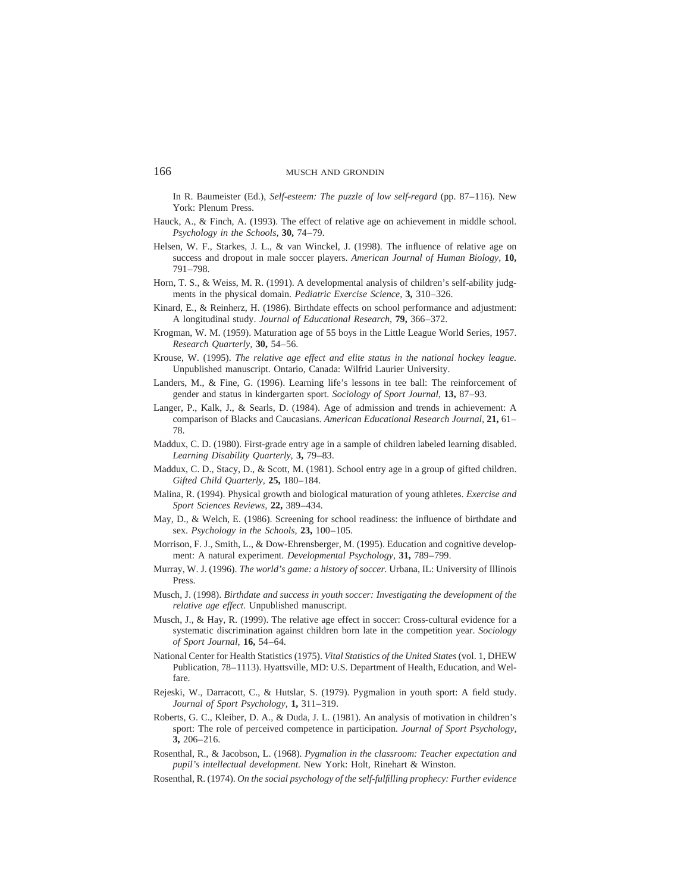In R. Baumeister (Ed.), *Self-esteem: The puzzle of low self-regard* (pp. 87–116). New York: Plenum Press.

Hauck, A., & Finch, A. (1993). The effect of relative age on achievement in middle school. *Psychology in the Schools,* **30,** 74–79.

Helsen, W. F., Starkes, J. L., & van Winckel, J. (1998). The influence of relative age on success and dropout in male soccer players. *American Journal of Human Biology,* **10,** 791–798.

Horn, T. S., & Weiss, M. R. (1991). A developmental analysis of children's self-ability judgments in the physical domain. *Pediatric Exercise Science,* **3,** 310–326.

Kinard, E., & Reinherz, H. (1986). Birthdate effects on school performance and adjustment: A longitudinal study. *Journal of Educational Research,* **79,** 366–372.

Krogman, W. M. (1959). Maturation age of 55 boys in the Little League World Series, 1957. *Research Quarterly,* **30,** 54–56.

Krouse, W. (1995). *The relative age effect and elite status in the national hockey league.* Unpublished manuscript. Ontario, Canada: Wilfrid Laurier University.

Landers, M., & Fine, G. (1996). Learning life's lessons in tee ball: The reinforcement of gender and status in kindergarten sport. *Sociology of Sport Journal,* **13,** 87–93.

Langer, P., Kalk, J., & Searls, D. (1984). Age of admission and trends in achievement: A comparison of Blacks and Caucasians. *American Educational Research Journal,* **21,** 61–78.

Maddux, C. D. (1980). First-grade entry age in a sample of children labeled learning disabled. *Learning Disability Quarterly,* **3,** 79–83.

Maddux, C. D., Stacy, D., & Scott, M. (1981). School entry age in a group of gifted children. *Gifted Child Quarterly,* **25,** 180–184.

Malina, R. (1994). Physical growth and biological maturation of young athletes. *Exercise and Sport Sciences Reviews,* **22,** 389–434.

May, D., & Welch, E. (1986). Screening for school readiness: the influence of birthdate and sex. *Psychology in the Schools,* **23,** 100–105.

Morrison, F. J., Smith, L., & Dow-Ehrensberger, M. (1995). Education and cognitive development: A natural experiment. *Developmental Psychology,* **31,** 789–799.

Murray, W. J. (1996). *The world's game: a history of soccer.* Urbana, IL: University of Illinois Press.

Musch, J. (1998). *Birthdate and success in youth soccer: Investigating the development of the relative age effect.* Unpublished manuscript.

Musch, J., & Hay, R. (1999). The relative age effect in soccer: Cross-cultural evidence for a systematic discrimination against children born late in the competition year. *Sociology of Sport Journal,* **16,** 54–64.

National Center for Health Statistics (1975). *Vital Statistics of the United States* (vol. 1, DHEW Publication, 78–1113). Hyattsville, MD: U.S. Department of Health, Education, and Welfare.

Rejeski, W., Darracott, C., & Hutslar, S. (1979). Pygmalion in youth sport: A field study. *Journal of Sport Psychology,* **1,** 311–319.

Roberts, G. C., Kleiber, D. A., & Duda, J. L. (1981). An analysis of motivation in children's sport: The role of perceived competence in participation. *Journal of Sport Psychology,* **3,** 206–216.

Rosenthal, R., & Jacobson, L. (1968). *Pygmalion in the classroom: Teacher expectation and pupil's intellectual development.* New York: Holt, Rinehart & Winston.

Rosenthal, R. (1974). *On the social psychology of the self-fulfilling prophecy: Further evidence*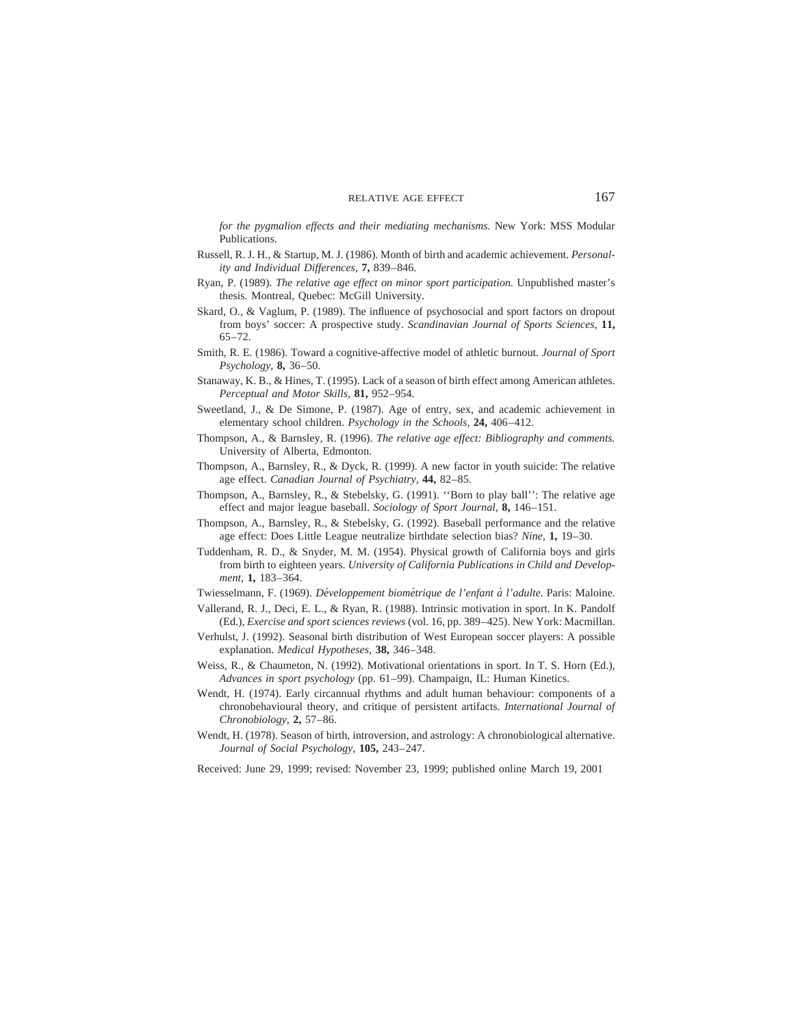*for the pygmalion effects and their mediating mechanisms.* New York: MSS Modular Publications.

Russell, R. J. H., & Startup, M. J. (1986). Month of birth and academic achievement. *Personality and Individual Differences,* **7,** 839–846.

Ryan, P. (1989). *The relative age effect on minor sport participation.* Unpublished master's thesis. Montreal, Quebec: McGill University.

Skard, O., & Vaglum, P. (1989). The influence of psychosocial and sport factors on dropout from boys' soccer: A prospective study. *Scandinavian Journal of Sports Sciences,* **11,** 65–72.

Smith, R. E. (1986). Toward a cognitive-affective model of athletic burnout. *Journal of Sport Psychology,* **8,** 36–50.

Stanaway, K. B., & Hines, T. (1995). Lack of a season of birth effect among American athletes. *Perceptual and Motor Skills,* **81,** 952–954.

Sweetland, J., & De Simone, P. (1987). Age of entry, sex, and academic achievement in elementary school children. *Psychology in the Schools,* **24,** 406–412.

Thompson, A., & Barnsley, R. (1996). *The relative age effect: Bibliography and comments.* University of Alberta, Edmonton.

Thompson, A., Barnsley, R., & Dyck, R. (1999). A new factor in youth suicide: The relative age effect. *Canadian Journal of Psychiatry,* **44,** 82–85.

Thompson, A., Barnsley, R., & Stebelsky, G. (1991). ''Born to play ball'': The relative age effect and major league baseball. *Sociology of Sport Journal,* **8,** 146–151.

Thompson, A., Barnsley, R., & Stebelsky, G. (1992). Baseball performance and the relative age effect: Does Little League neutralize birthdate selection bias? *Nine,* **1,** 19–30.

Tuddenham, R. D., & Snyder, M. M. (1954). Physical growth of California boys and girls from birth to eighteen years. *University of California Publications in Child and Development,* **1,** 183–364.

Twiesselmann, F. (1969). *Développement biométrique de l'enfant à l'adulte.* Paris: Maloine.

Vallerand, R. J., Deci, E. L., & Ryan, R. (1988). Intrinsic motivation in sport. In K. Pandolf (Ed.), *Exercise and sport sciences reviews* (vol. 16, pp. 389–425). New York: Macmillan.

Verhulst, J. (1992). Seasonal birth distribution of West European soccer players: A possible explanation. *Medical Hypotheses,* **38,** 346–348.

Weiss, R., & Chaumeton, N. (1992). Motivational orientations in sport. In T. S. Horn (Ed.), *Advances in sport psychology* (pp. 61–99). Champaign, IL: Human Kinetics.

Wendt, H. (1974). Early circannual rhythms and adult human behaviour: components of a chronobehavioural theory, and critique of persistent artifacts. *International Journal of Chronobiology,* **2,** 57–86.

Wendt, H. (1978). Season of birth, introversion, and astrology: A chronobiological alternative. *Journal of Social Psychology,* **105,** 243–247.

Received: June 29, 1999; revised: November 23, 1999; published online March 19, 2001